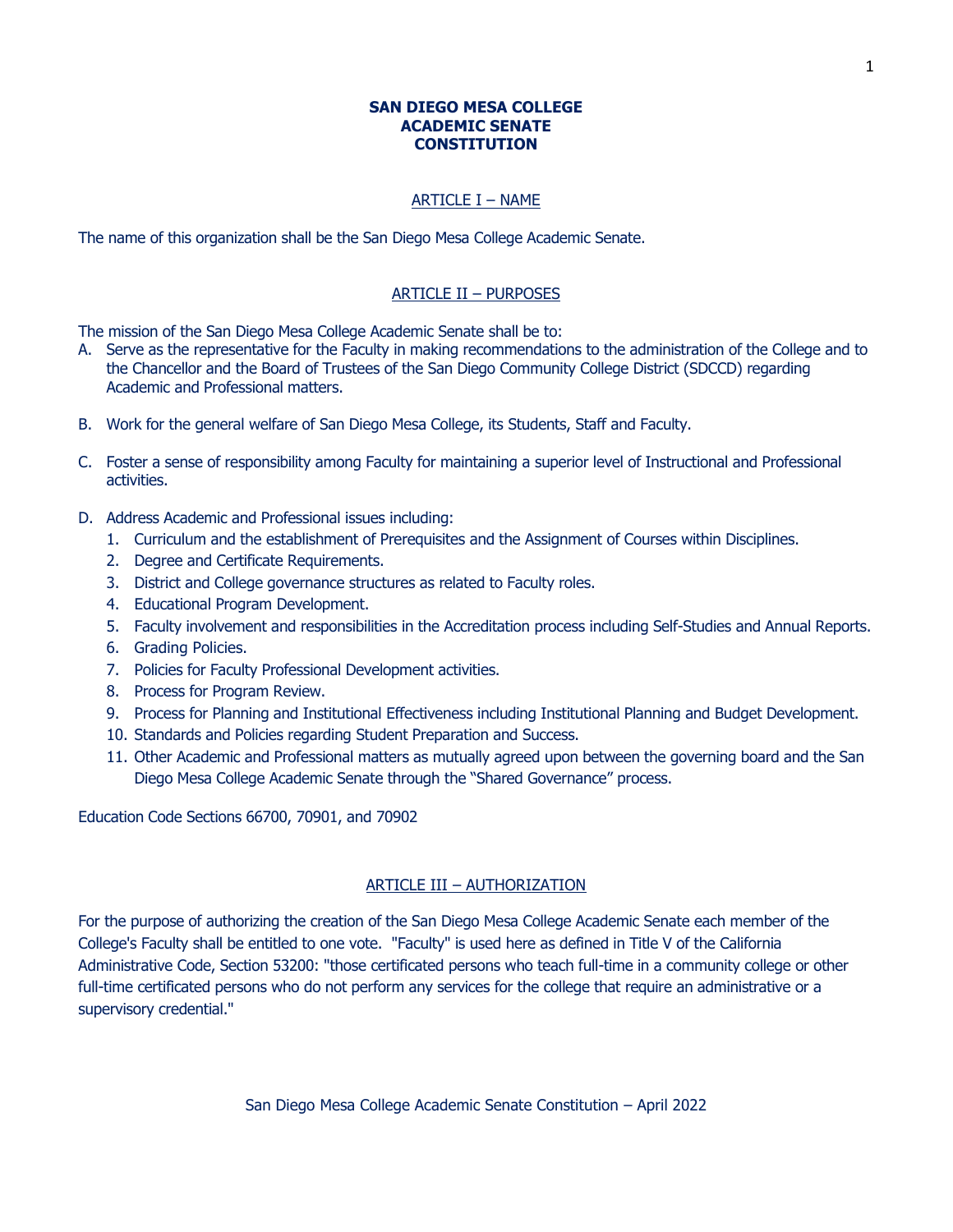# SAN DIEGO MESA COLLEGE
# ACADEMIC SENATE
# CONSTITUTION

## ARTICLE I – NAME

The name of this organization shall be the San Diego Mesa College Academic Senate.

## ARTICLE II – PURPOSES

The mission of the San Diego Mesa College Academic Senate shall be to:

A. Serve as the representative for the Faculty in making recommendations to the administration of the College and to the Chancellor and the Board of Trustees of the San Diego Community College District (SDCCD) regarding Academic and Professional matters.

B. Work for the general welfare of San Diego Mesa College, its Students, Staff and Faculty.

C. Foster a sense of responsibility among Faculty for maintaining a superior level of Instructional and Professional activities.

D. Address Academic and Professional issues including:
   1. Curriculum and the establishment of Prerequisites and the Assignment of Courses within Disciplines.
   2. Degree and Certificate Requirements.
   3. District and College governance structures as related to Faculty roles.
   4. Educational Program Development.
   5. Faculty involvement and responsibilities in the Accreditation process including Self-Studies and Annual Reports.
   6. Grading Policies.
   7. Policies for Faculty Professional Development activities.
   8. Process for Program Review.
   9. Process for Planning and Institutional Effectiveness including Institutional Planning and Budget Development.
   10. Standards and Policies regarding Student Preparation and Success.
   11. Other Academic and Professional matters as mutually agreed upon between the governing board and the San Diego Mesa College Academic Senate through the "Shared Governance" process.

Education Code Sections 66700, 70901, and 70902

## ARTICLE III – AUTHORIZATION

For the purpose of authorizing the creation of the San Diego Mesa College Academic Senate each member of the College's Faculty shall be entitled to one vote. "Faculty" is used here as defined in Title V of the California Administrative Code, Section 53200: "those certificated persons who teach full-time in a community college or other full-time certificated persons who do not perform any services for the college that require an administrative or a supervisory credential."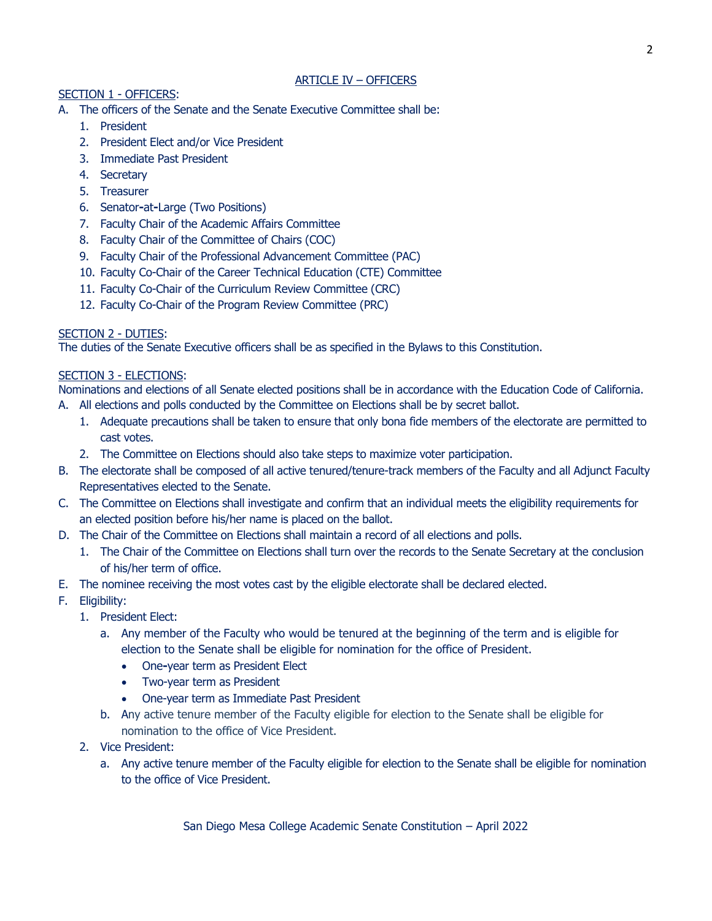## ARTICLE IV – OFFICERS

SECTION 1 - OFFICERS:

A. The officers of the Senate and the Senate Executive Committee shall be:
   1. President
   2. President Elect and/or Vice President
   3. Immediate Past President
   4. Secretary
   5. Treasurer
   6. Senator-at-Large (Two Positions)
   7. Faculty Chair of the Academic Affairs Committee
   8. Faculty Chair of the Committee of Chairs (COC)
   9. Faculty Chair of the Professional Advancement Committee (PAC)
   10. Faculty Co-Chair of the Career Technical Education (CTE) Committee
   11. Faculty Co-Chair of the Curriculum Review Committee (CRC)
   12. Faculty Co-Chair of the Program Review Committee (PRC)

SECTION 2 - DUTIES:

The duties of the Senate Executive officers shall be as specified in the Bylaws to this Constitution.

SECTION 3 - ELECTIONS:

Nominations and elections of all Senate elected positions shall be in accordance with the Education Code of California.

A. All elections and polls conducted by the Committee on Elections shall be by secret ballot.
   1. Adequate precautions shall be taken to ensure that only bona fide members of the electorate are permitted to cast votes.
   2. The Committee on Elections should also take steps to maximize voter participation.
B. The electorate shall be composed of all active tenured/tenure-track members of the Faculty and all Adjunct Faculty Representatives elected to the Senate.
C. The Committee on Elections shall investigate and confirm that an individual meets the eligibility requirements for an elected position before his/her name is placed on the ballot.
D. The Chair of the Committee on Elections shall maintain a record of all elections and polls.
   1. The Chair of the Committee on Elections shall turn over the records to the Senate Secretary at the conclusion of his/her term of office.
E. The nominee receiving the most votes cast by the eligible electorate shall be declared elected.
F. Eligibility:
   1. President Elect:
      a. Any member of the Faculty who would be tenured at the beginning of the term and is eligible for election to the Senate shall be eligible for nomination for the office of President.
         - One-year term as President Elect
         - Two-year term as President
         - One-year term as Immediate Past President
      b. Any active tenure member of the Faculty eligible for election to the Senate shall be eligible for nomination to the office of Vice President.
   2. Vice President:
      a. Any active tenure member of the Faculty eligible for election to the Senate shall be eligible for nomination to the office of Vice President.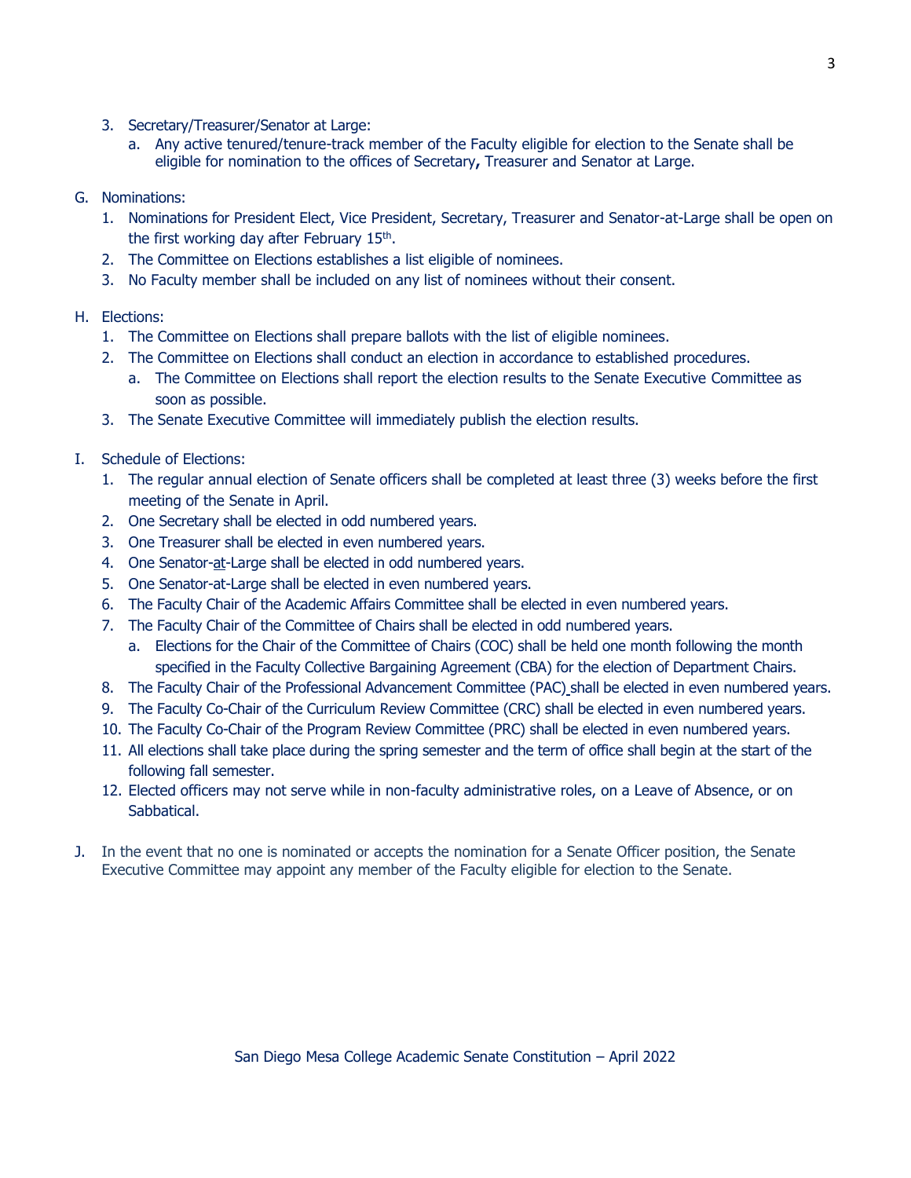3. Secretary/Treasurer/Senator at Large:
    a. Any active tenured/tenure-track member of the Faculty eligible for election to the Senate shall be eligible for nomination to the offices of Secretary**,** Treasurer and Senator at Large.

G. Nominations:
1. Nominations for President Elect, Vice President, Secretary, Treasurer and Senator-at-Large shall be open on the first working day after February 15th.
2. The Committee on Elections establishes a list eligible of nominees.
3. No Faculty member shall be included on any list of nominees without their consent.

H. Elections:
1. The Committee on Elections shall prepare ballots with the list of eligible nominees.
2. The Committee on Elections shall conduct an election in accordance to established procedures.
    a. The Committee on Elections shall report the election results to the Senate Executive Committee as soon as possible.
3. The Senate Executive Committee will immediately publish the election results.

I. Schedule of Elections:
1. The regular annual election of Senate officers shall be completed at least three (3) weeks before the first meeting of the Senate in April.
2. One Secretary shall be elected in odd numbered years.
3. One Treasurer shall be elected in even numbered years.
4. One Senator-at-Large shall be elected in odd numbered years.
5. One Senator-at-Large shall be elected in even numbered years.
6. The Faculty Chair of the Academic Affairs Committee shall be elected in even numbered years.
7. The Faculty Chair of the Committee of Chairs shall be elected in odd numbered years.
    a. Elections for the Chair of the Committee of Chairs (COC) shall be held one month following the month specified in the Faculty Collective Bargaining Agreement (CBA) for the election of Department Chairs.
8. The Faculty Chair of the Professional Advancement Committee (PAC) shall be elected in even numbered years.
9. The Faculty Co-Chair of the Curriculum Review Committee (CRC) shall be elected in even numbered years.
10. The Faculty Co-Chair of the Program Review Committee (PRC) shall be elected in even numbered years.
11. All elections shall take place during the spring semester and the term of office shall begin at the start of the following fall semester.
12. Elected officers may not serve while in non-faculty administrative roles, on a Leave of Absence, or on Sabbatical.

J. In the event that no one is nominated or accepts the nomination for a Senate Officer position, the Senate Executive Committee may appoint any member of the Faculty eligible for election to the Senate.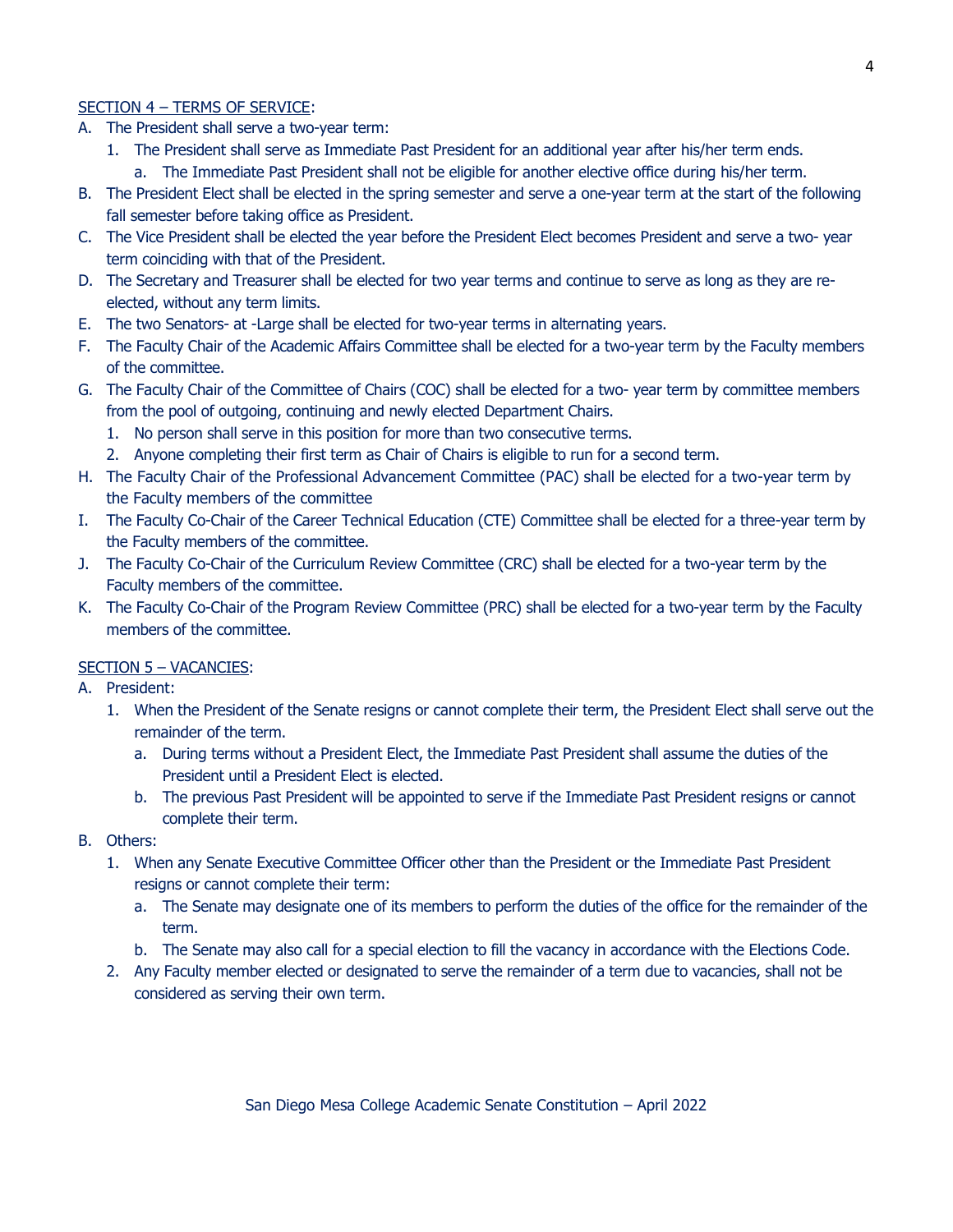SECTION 4 – TERMS OF SERVICE:

A. The President shall serve a two-year term:
   1. The President shall serve as Immediate Past President for an additional year after his/her term ends.
      a. The Immediate Past President shall not be eligible for another elective office during his/her term.
B. The President Elect shall be elected in the spring semester and serve a one-year term at the start of the following fall semester before taking office as President.
C. The Vice President shall be elected the year before the President Elect becomes President and serve a two- year term coinciding with that of the President.
D. The Secretary and Treasurer shall be elected for two year terms and continue to serve as long as they are re-elected, without any term limits.
E. The two Senators- at -Large shall be elected for two-year terms in alternating years.
F. The Faculty Chair of the Academic Affairs Committee shall be elected for a two-year term by the Faculty members of the committee.
G. The Faculty Chair of the Committee of Chairs (COC) shall be elected for a two- year term by committee members from the pool of outgoing, continuing and newly elected Department Chairs.
   1. No person shall serve in this position for more than two consecutive terms.
   2. Anyone completing their first term as Chair of Chairs is eligible to run for a second term.
H. The Faculty Chair of the Professional Advancement Committee (PAC) shall be elected for a two-year term by the Faculty members of the committee
I. The Faculty Co-Chair of the Career Technical Education (CTE) Committee shall be elected for a three-year term by the Faculty members of the committee.
J. The Faculty Co-Chair of the Curriculum Review Committee (CRC) shall be elected for a two-year term by the Faculty members of the committee.
K. The Faculty Co-Chair of the Program Review Committee (PRC) shall be elected for a two-year term by the Faculty members of the committee.

SECTION 5 – VACANCIES:

A. President:
   1. When the President of the Senate resigns or cannot complete their term, the President Elect shall serve out the remainder of the term.
      a. During terms without a President Elect, the Immediate Past President shall assume the duties of the President until a President Elect is elected.
      b. The previous Past President will be appointed to serve if the Immediate Past President resigns or cannot complete their term.
B. Others:
   1. When any Senate Executive Committee Officer other than the President or the Immediate Past President resigns or cannot complete their term:
      a. The Senate may designate one of its members to perform the duties of the office for the remainder of the term.
      b. The Senate may also call for a special election to fill the vacancy in accordance with the Elections Code.
   2. Any Faculty member elected or designated to serve the remainder of a term due to vacancies, shall not be considered as serving their own term.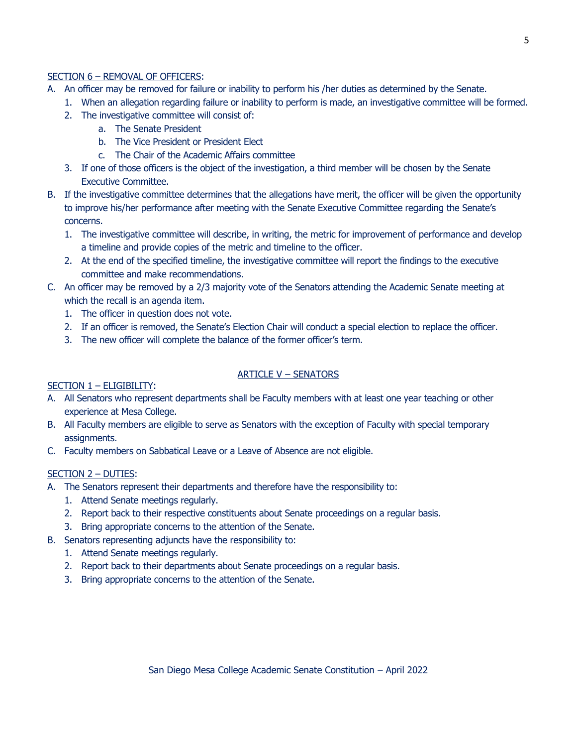SECTION 6 – REMOVAL OF OFFICERS:

A. An officer may be removed for failure or inability to perform his /her duties as determined by the Senate.
   1. When an allegation regarding failure or inability to perform is made, an investigative committee will be formed.
   2. The investigative committee will consist of:
      a. The Senate President
      b. The Vice President or President Elect
      c. The Chair of the Academic Affairs committee
   3. If one of those officers is the object of the investigation, a third member will be chosen by the Senate Executive Committee.
B. If the investigative committee determines that the allegations have merit, the officer will be given the opportunity to improve his/her performance after meeting with the Senate Executive Committee regarding the Senate's concerns.
   1. The investigative committee will describe, in writing, the metric for improvement of performance and develop a timeline and provide copies of the metric and timeline to the officer.
   2. At the end of the specified timeline, the investigative committee will report the findings to the executive committee and make recommendations.
C. An officer may be removed by a 2/3 majority vote of the Senators attending the Academic Senate meeting at which the recall is an agenda item.
   1. The officer in question does not vote.
   2. If an officer is removed, the Senate's Election Chair will conduct a special election to replace the officer.
   3. The new officer will complete the balance of the former officer's term.

## ARTICLE V – SENATORS

SECTION 1 – ELIGIBILITY:

A. All Senators who represent departments shall be Faculty members with at least one year teaching or other experience at Mesa College.
B. All Faculty members are eligible to serve as Senators with the exception of Faculty with special temporary assignments.
C. Faculty members on Sabbatical Leave or a Leave of Absence are not eligible.

SECTION 2 – DUTIES:

A. The Senators represent their departments and therefore have the responsibility to:
   1. Attend Senate meetings regularly.
   2. Report back to their respective constituents about Senate proceedings on a regular basis.
   3. Bring appropriate concerns to the attention of the Senate.
B. Senators representing adjuncts have the responsibility to:
   1. Attend Senate meetings regularly.
   2. Report back to their departments about Senate proceedings on a regular basis.
   3. Bring appropriate concerns to the attention of the Senate.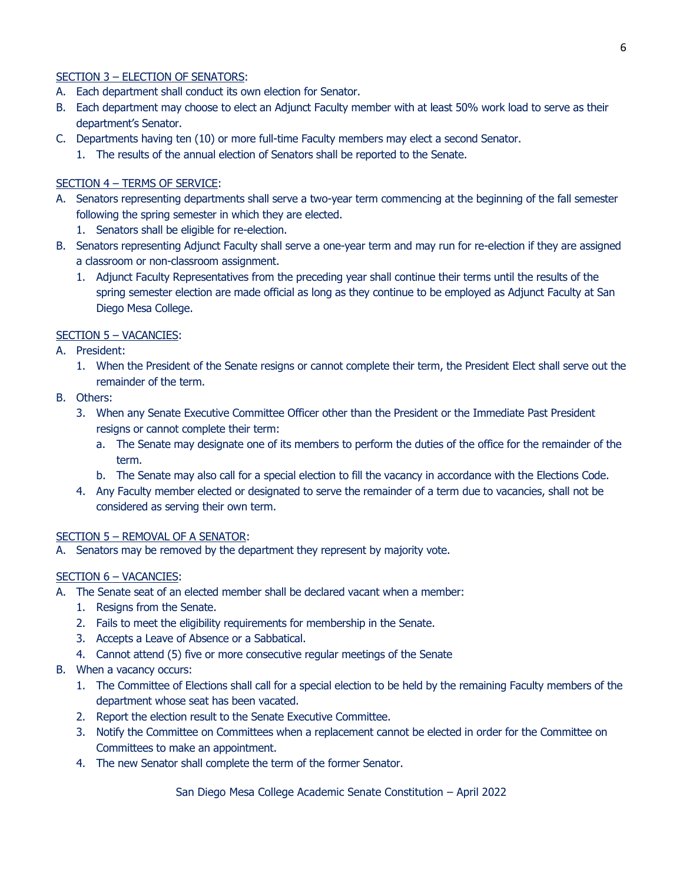SECTION 3 – ELECTION OF SENATORS:

A. Each department shall conduct its own election for Senator.
B. Each department may choose to elect an Adjunct Faculty member with at least 50% work load to serve as their department's Senator.
C. Departments having ten (10) or more full-time Faculty members may elect a second Senator.
   1. The results of the annual election of Senators shall be reported to the Senate.

SECTION 4 – TERMS OF SERVICE:

A. Senators representing departments shall serve a two-year term commencing at the beginning of the fall semester following the spring semester in which they are elected.
   1. Senators shall be eligible for re-election.
B. Senators representing Adjunct Faculty shall serve a one-year term and may run for re-election if they are assigned a classroom or non-classroom assignment.
   1. Adjunct Faculty Representatives from the preceding year shall continue their terms until the results of the spring semester election are made official as long as they continue to be employed as Adjunct Faculty at San Diego Mesa College.

SECTION 5 – VACANCIES:

A. President:
   1. When the President of the Senate resigns or cannot complete their term, the President Elect shall serve out the remainder of the term.
B. Others:
   3. When any Senate Executive Committee Officer other than the President or the Immediate Past President resigns or cannot complete their term:
      a. The Senate may designate one of its members to perform the duties of the office for the remainder of the term.
      b. The Senate may also call for a special election to fill the vacancy in accordance with the Elections Code.
   4. Any Faculty member elected or designated to serve the remainder of a term due to vacancies, shall not be considered as serving their own term.

SECTION 5 – REMOVAL OF A SENATOR:

A. Senators may be removed by the department they represent by majority vote.

SECTION 6 – VACANCIES:

A. The Senate seat of an elected member shall be declared vacant when a member:
   1. Resigns from the Senate.
   2. Fails to meet the eligibility requirements for membership in the Senate.
   3. Accepts a Leave of Absence or a Sabbatical.
   4. Cannot attend (5) five or more consecutive regular meetings of the Senate
B. When a vacancy occurs:
   1. The Committee of Elections shall call for a special election to be held by the remaining Faculty members of the department whose seat has been vacated.
   2. Report the election result to the Senate Executive Committee.
   3. Notify the Committee on Committees when a replacement cannot be elected in order for the Committee on Committees to make an appointment.
   4. The new Senator shall complete the term of the former Senator.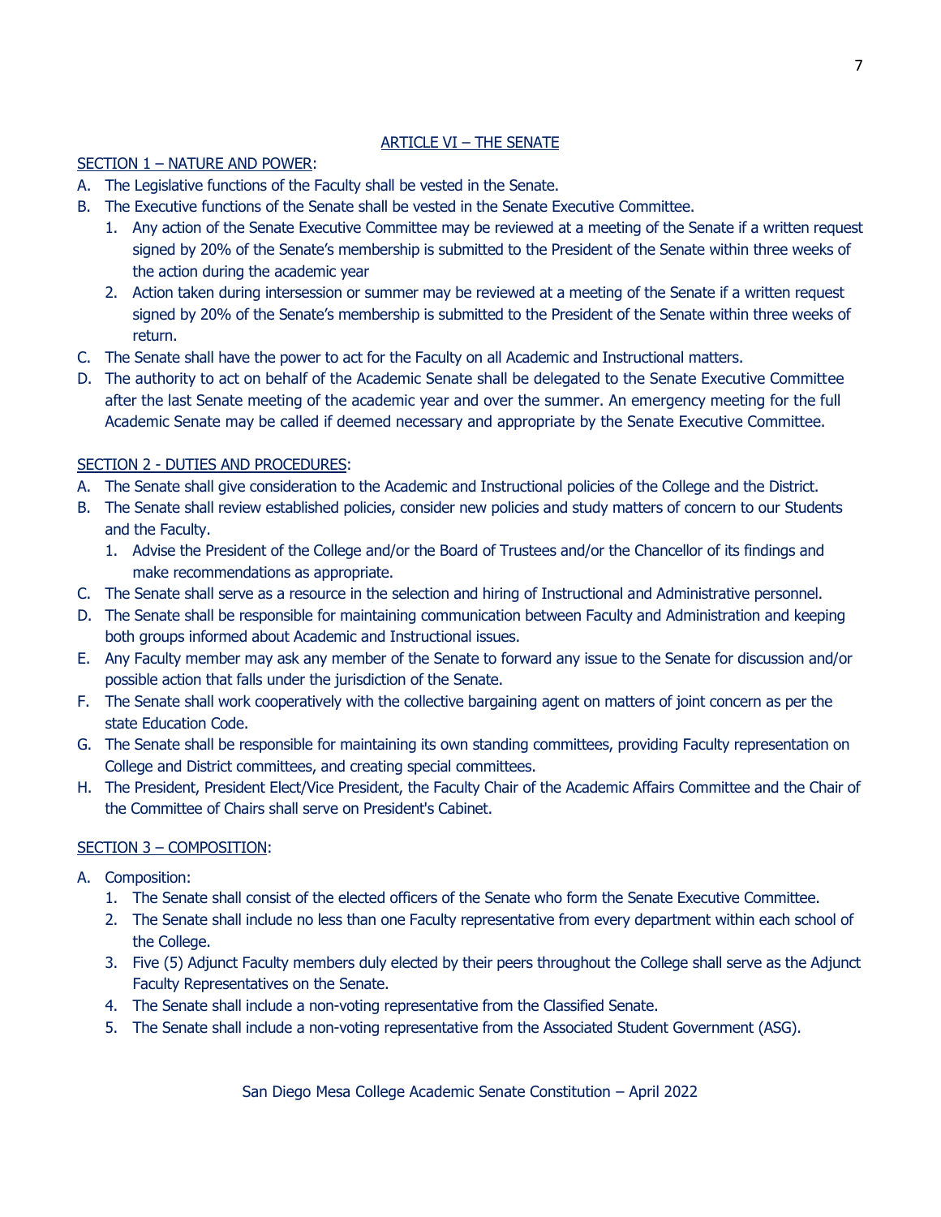## ARTICLE VI – THE SENATE

SECTION 1 – NATURE AND POWER:

A. The Legislative functions of the Faculty shall be vested in the Senate.
B. The Executive functions of the Senate shall be vested in the Senate Executive Committee.
   1. Any action of the Senate Executive Committee may be reviewed at a meeting of the Senate if a written request signed by 20% of the Senate's membership is submitted to the President of the Senate within three weeks of the action during the academic year
   2. Action taken during intersession or summer may be reviewed at a meeting of the Senate if a written request signed by 20% of the Senate's membership is submitted to the President of the Senate within three weeks of return.
C. The Senate shall have the power to act for the Faculty on all Academic and Instructional matters.
D. The authority to act on behalf of the Academic Senate shall be delegated to the Senate Executive Committee after the last Senate meeting of the academic year and over the summer. An emergency meeting for the full Academic Senate may be called if deemed necessary and appropriate by the Senate Executive Committee.

SECTION 2 - DUTIES AND PROCEDURES:

A. The Senate shall give consideration to the Academic and Instructional policies of the College and the District.
B. The Senate shall review established policies, consider new policies and study matters of concern to our Students and the Faculty.
   1. Advise the President of the College and/or the Board of Trustees and/or the Chancellor of its findings and make recommendations as appropriate.
C. The Senate shall serve as a resource in the selection and hiring of Instructional and Administrative personnel.
D. The Senate shall be responsible for maintaining communication between Faculty and Administration and keeping both groups informed about Academic and Instructional issues.
E. Any Faculty member may ask any member of the Senate to forward any issue to the Senate for discussion and/or possible action that falls under the jurisdiction of the Senate.
F. The Senate shall work cooperatively with the collective bargaining agent on matters of joint concern as per the state Education Code.
G. The Senate shall be responsible for maintaining its own standing committees, providing Faculty representation on College and District committees, and creating special committees.
H. The President, President Elect/Vice President, the Faculty Chair of the Academic Affairs Committee and the Chair of the Committee of Chairs shall serve on President's Cabinet.

SECTION 3 – COMPOSITION:

A. Composition:
   1. The Senate shall consist of the elected officers of the Senate who form the Senate Executive Committee.
   2. The Senate shall include no less than one Faculty representative from every department within each school of the College.
   3. Five (5) Adjunct Faculty members duly elected by their peers throughout the College shall serve as the Adjunct Faculty Representatives on the Senate.
   4. The Senate shall include a non-voting representative from the Classified Senate.
   5. The Senate shall include a non-voting representative from the Associated Student Government (ASG).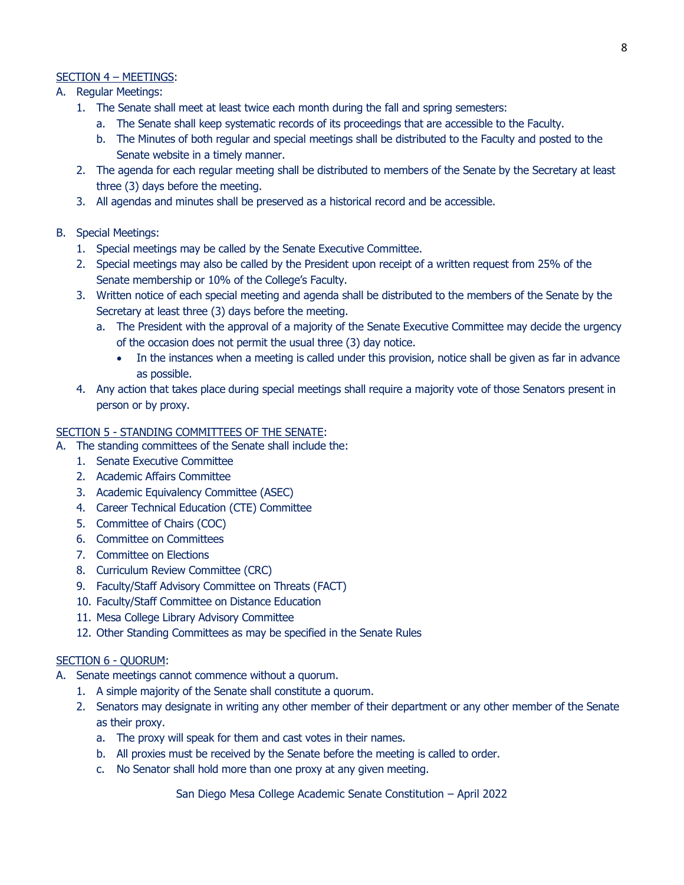<u>SECTION 4 – MEETINGS</u>:

A. Regular Meetings:
   1. The Senate shall meet at least twice each month during the fall and spring semesters:
      a. The Senate shall keep systematic records of its proceedings that are accessible to the Faculty.
      b. The Minutes of both regular and special meetings shall be distributed to the Faculty and posted to the Senate website in a timely manner.
   2. The agenda for each regular meeting shall be distributed to members of the Senate by the Secretary at least three (3) days before the meeting.
   3. All agendas and minutes shall be preserved as a historical record and be accessible.

B. Special Meetings:
   1. Special meetings may be called by the Senate Executive Committee.
   2. Special meetings may also be called by the President upon receipt of a written request from 25% of the Senate membership or 10% of the College's Faculty.
   3. Written notice of each special meeting and agenda shall be distributed to the members of the Senate by the Secretary at least three (3) days before the meeting.
      a. The President with the approval of a majority of the Senate Executive Committee may decide the urgency of the occasion does not permit the usual three (3) day notice.
         - In the instances when a meeting is called under this provision, notice shall be given as far in advance as possible.
   4. Any action that takes place during special meetings shall require a majority vote of those Senators present in person or by proxy.

<u>SECTION 5 - STANDING COMMITTEES OF THE SENATE</u>:

A. The standing committees of the Senate shall include the:
   1. Senate Executive Committee
   2. Academic Affairs Committee
   3. Academic Equivalency Committee (ASEC)
   4. Career Technical Education (CTE) Committee
   5. Committee of Chairs (COC)
   6. Committee on Committees
   7. Committee on Elections
   8. Curriculum Review Committee (CRC)
   9. Faculty/Staff Advisory Committee on Threats (FACT)
   10. Faculty/Staff Committee on Distance Education
   11. Mesa College Library Advisory Committee
   12. Other Standing Committees as may be specified in the Senate Rules

<u>SECTION 6 - QUORUM</u>:

A. Senate meetings cannot commence without a quorum.
   1. A simple majority of the Senate shall constitute a quorum.
   2. Senators may designate in writing any other member of their department or any other member of the Senate as their proxy.
      a. The proxy will speak for them and cast votes in their names.
      b. All proxies must be received by the Senate before the meeting is called to order.
      c. No Senator shall hold more than one proxy at any given meeting.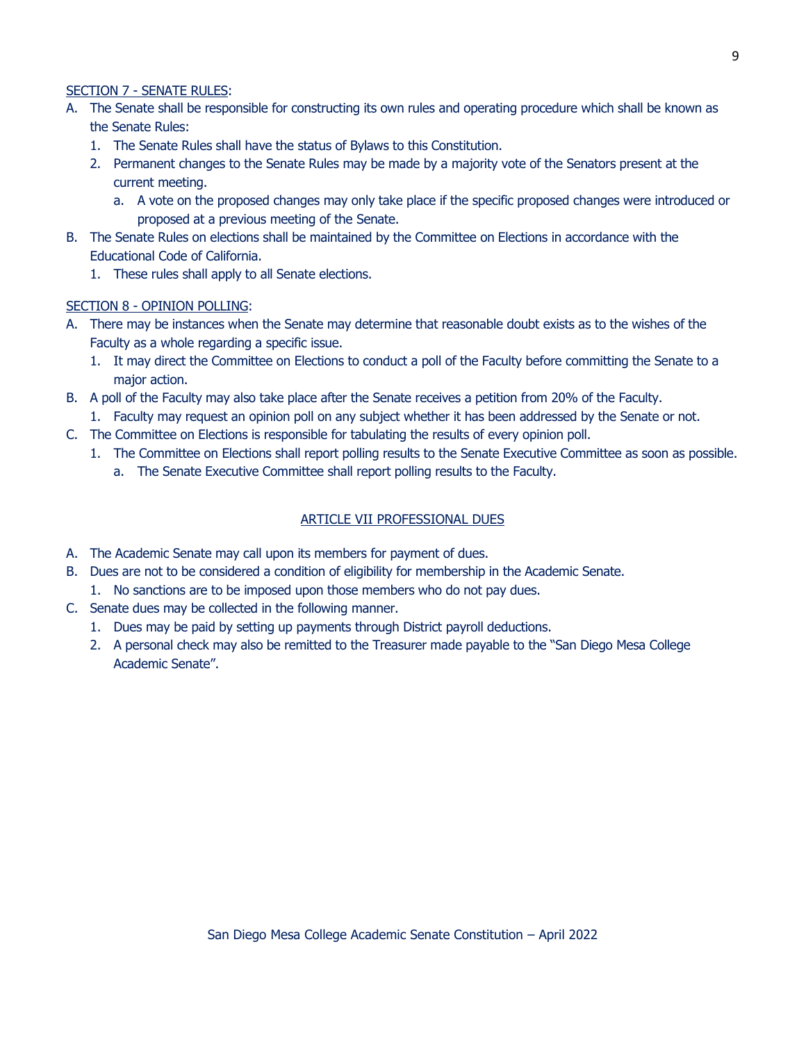SECTION 7 - SENATE RULES:

A. The Senate shall be responsible for constructing its own rules and operating procedure which shall be known as the Senate Rules:
    1. The Senate Rules shall have the status of Bylaws to this Constitution.
    2. Permanent changes to the Senate Rules may be made by a majority vote of the Senators present at the current meeting.
        a. A vote on the proposed changes may only take place if the specific proposed changes were introduced or proposed at a previous meeting of the Senate.
B. The Senate Rules on elections shall be maintained by the Committee on Elections in accordance with the Educational Code of California.
    1. These rules shall apply to all Senate elections.

SECTION 8 - OPINION POLLING:

A. There may be instances when the Senate may determine that reasonable doubt exists as to the wishes of the Faculty as a whole regarding a specific issue.
    1. It may direct the Committee on Elections to conduct a poll of the Faculty before committing the Senate to a major action.
B. A poll of the Faculty may also take place after the Senate receives a petition from 20% of the Faculty.
    1. Faculty may request an opinion poll on any subject whether it has been addressed by the Senate or not.
C. The Committee on Elections is responsible for tabulating the results of every opinion poll.
    1. The Committee on Elections shall report polling results to the Senate Executive Committee as soon as possible.
        a. The Senate Executive Committee shall report polling results to the Faculty.

## ARTICLE VII PROFESSIONAL DUES

A. The Academic Senate may call upon its members for payment of dues.
B. Dues are not to be considered a condition of eligibility for membership in the Academic Senate.
    1. No sanctions are to be imposed upon those members who do not pay dues.
C. Senate dues may be collected in the following manner.
    1. Dues may be paid by setting up payments through District payroll deductions.
    2. A personal check may also be remitted to the Treasurer made payable to the "San Diego Mesa College Academic Senate".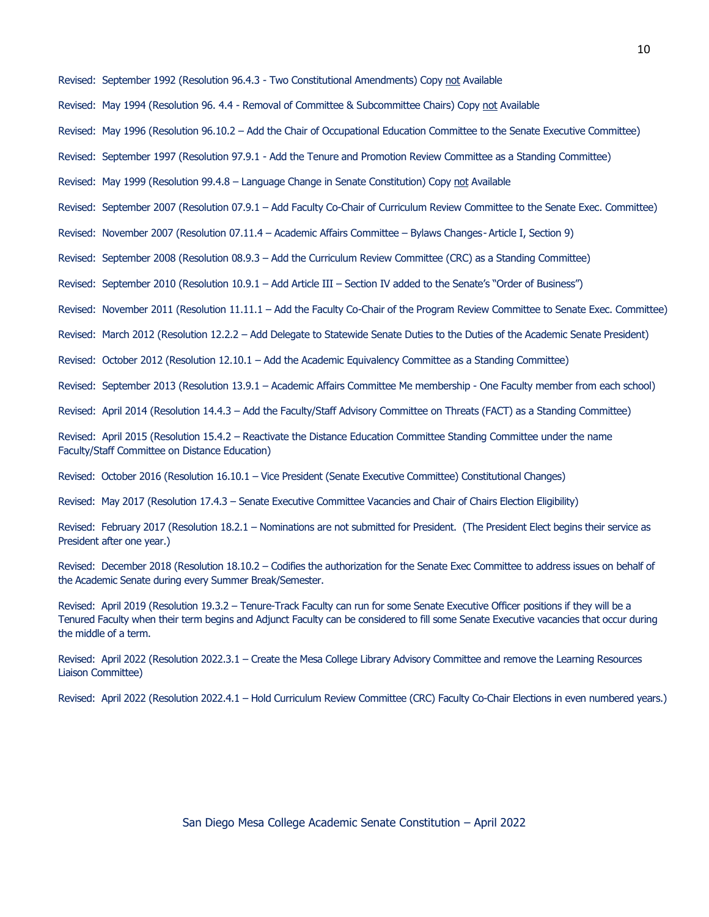Revised: September 1992 (Resolution 96.4.3 - Two Constitutional Amendments) Copy not Available

Revised: May 1994 (Resolution 96. 4.4 - Removal of Committee & Subcommittee Chairs) Copy not Available

Revised: May 1996 (Resolution 96.10.2 – Add the Chair of Occupational Education Committee to the Senate Executive Committee)

Revised: September 1997 (Resolution 97.9.1 - Add the Tenure and Promotion Review Committee as a Standing Committee)

Revised: May 1999 (Resolution 99.4.8 – Language Change in Senate Constitution) Copy not Available

Revised: September 2007 (Resolution 07.9.1 – Add Faculty Co-Chair of Curriculum Review Committee to the Senate Exec. Committee)

Revised: November 2007 (Resolution 07.11.4 – Academic Affairs Committee – Bylaws Changes - Article I, Section 9)

Revised: September 2008 (Resolution 08.9.3 – Add the Curriculum Review Committee (CRC) as a Standing Committee)

Revised: September 2010 (Resolution 10.9.1 – Add Article III – Section IV added to the Senate's "Order of Business")

Revised: November 2011 (Resolution 11.11.1 – Add the Faculty Co-Chair of the Program Review Committee to Senate Exec. Committee)

Revised: March 2012 (Resolution 12.2.2 – Add Delegate to Statewide Senate Duties to the Duties of the Academic Senate President)

Revised: October 2012 (Resolution 12.10.1 – Add the Academic Equivalency Committee as a Standing Committee)

Revised: September 2013 (Resolution 13.9.1 – Academic Affairs Committee Me membership - One Faculty member from each school)

Revised: April 2014 (Resolution 14.4.3 – Add the Faculty/Staff Advisory Committee on Threats (FACT) as a Standing Committee)

Revised: April 2015 (Resolution 15.4.2 – Reactivate the Distance Education Committee Standing Committee under the name Faculty/Staff Committee on Distance Education)

Revised: October 2016 (Resolution 16.10.1 – Vice President (Senate Executive Committee) Constitutional Changes)

Revised: May 2017 (Resolution 17.4.3 – Senate Executive Committee Vacancies and Chair of Chairs Election Eligibility)

Revised: February 2017 (Resolution 18.2.1 – Nominations are not submitted for President. (The President Elect begins their service as President after one year.)

Revised: December 2018 (Resolution 18.10.2 – Codifies the authorization for the Senate Exec Committee to address issues on behalf of the Academic Senate during every Summer Break/Semester.

Revised: April 2019 (Resolution 19.3.2 – Tenure-Track Faculty can run for some Senate Executive Officer positions if they will be a Tenured Faculty when their term begins and Adjunct Faculty can be considered to fill some Senate Executive vacancies that occur during the middle of a term.

Revised: April 2022 (Resolution 2022.3.1 – Create the Mesa College Library Advisory Committee and remove the Learning Resources Liaison Committee)

Revised: April 2022 (Resolution 2022.4.1 – Hold Curriculum Review Committee (CRC) Faculty Co-Chair Elections in even numbered years.)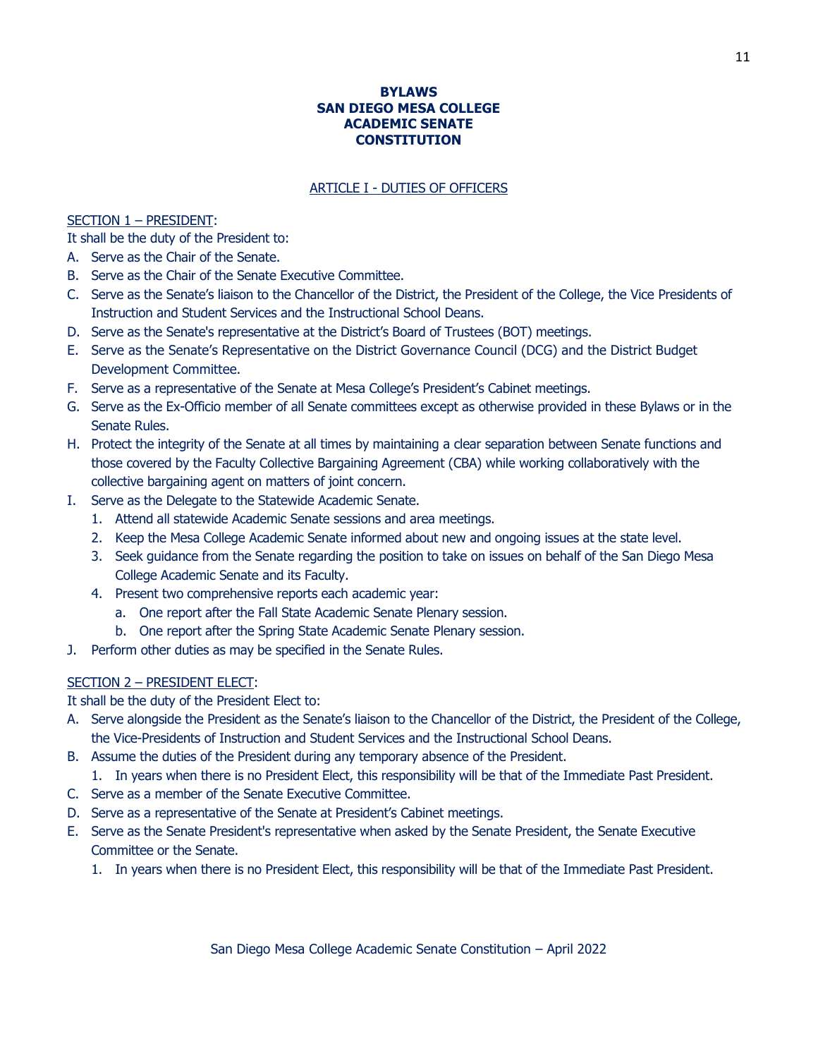# BYLAWS
# SAN DIEGO MESA COLLEGE
# ACADEMIC SENATE
# CONSTITUTION

## ARTICLE I - DUTIES OF OFFICERS

### SECTION 1 – PRESIDENT:

It shall be the duty of the President to:

A. Serve as the Chair of the Senate.
B. Serve as the Chair of the Senate Executive Committee.
C. Serve as the Senate's liaison to the Chancellor of the District, the President of the College, the Vice Presidents of Instruction and Student Services and the Instructional School Deans.
D. Serve as the Senate's representative at the District's Board of Trustees (BOT) meetings.
E. Serve as the Senate's Representative on the District Governance Council (DCG) and the District Budget Development Committee.
F. Serve as a representative of the Senate at Mesa College's President's Cabinet meetings.
G. Serve as the Ex-Officio member of all Senate committees except as otherwise provided in these Bylaws or in the Senate Rules.
H. Protect the integrity of the Senate at all times by maintaining a clear separation between Senate functions and those covered by the Faculty Collective Bargaining Agreement (CBA) while working collaboratively with the collective bargaining agent on matters of joint concern.
I. Serve as the Delegate to the Statewide Academic Senate.
   1. Attend all statewide Academic Senate sessions and area meetings.
   2. Keep the Mesa College Academic Senate informed about new and ongoing issues at the state level.
   3. Seek guidance from the Senate regarding the position to take on issues on behalf of the San Diego Mesa College Academic Senate and its Faculty.
   4. Present two comprehensive reports each academic year:
      a. One report after the Fall State Academic Senate Plenary session.
      b. One report after the Spring State Academic Senate Plenary session.
J. Perform other duties as may be specified in the Senate Rules.

### SECTION 2 – PRESIDENT ELECT:

It shall be the duty of the President Elect to:

A. Serve alongside the President as the Senate's liaison to the Chancellor of the District, the President of the College, the Vice-Presidents of Instruction and Student Services and the Instructional School Deans.
B. Assume the duties of the President during any temporary absence of the President.
   1. In years when there is no President Elect, this responsibility will be that of the Immediate Past President.
C. Serve as a member of the Senate Executive Committee.
D. Serve as a representative of the Senate at President's Cabinet meetings.
E. Serve as the Senate President's representative when asked by the Senate President, the Senate Executive Committee or the Senate.
   1. In years when there is no President Elect, this responsibility will be that of the Immediate Past President.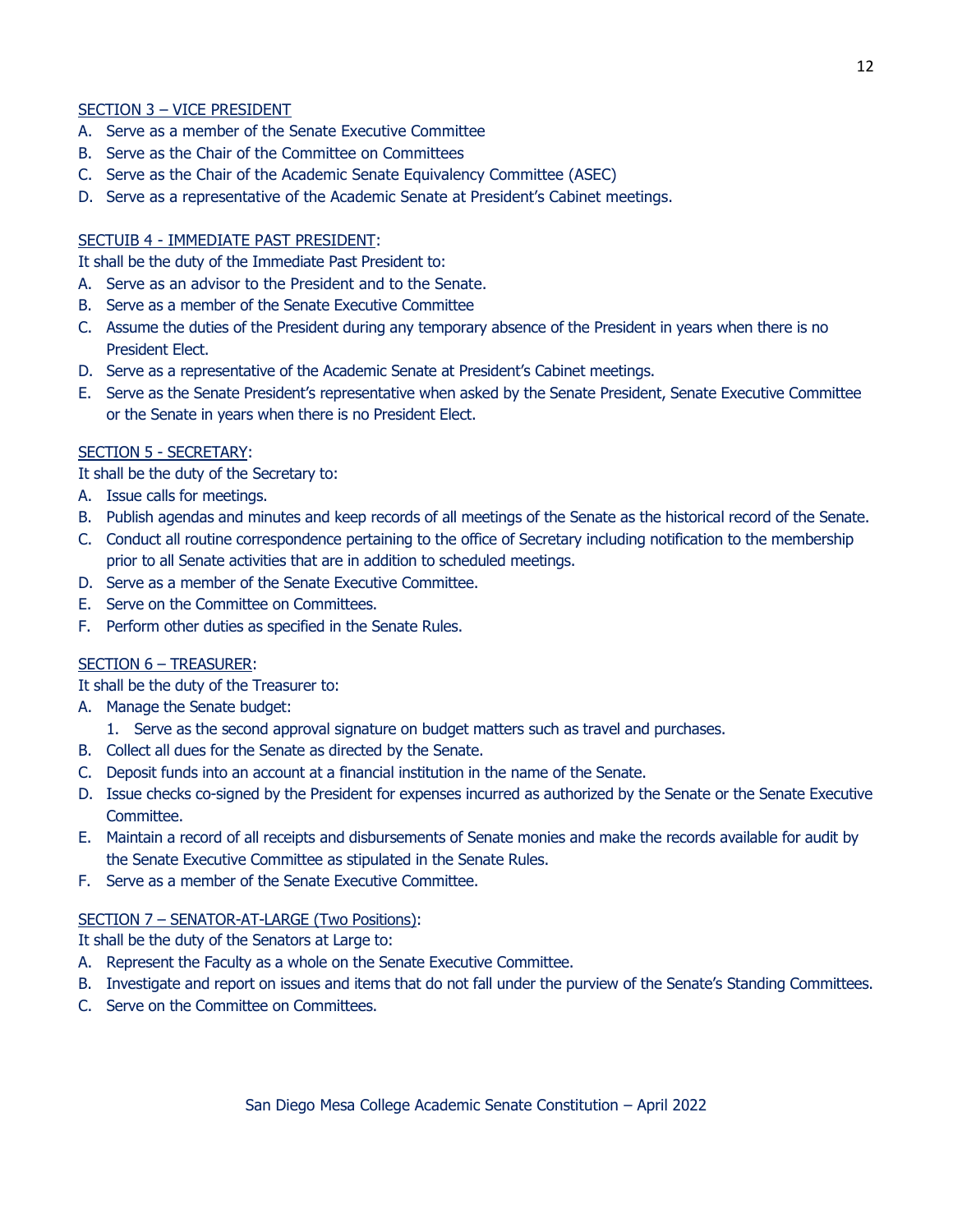SECTION 3 – VICE PRESIDENT

A. Serve as a member of the Senate Executive Committee
B. Serve as the Chair of the Committee on Committees
C. Serve as the Chair of the Academic Senate Equivalency Committee (ASEC)
D. Serve as a representative of the Academic Senate at President's Cabinet meetings.

SECTUIB 4 - IMMEDIATE PAST PRESIDENT:

It shall be the duty of the Immediate Past President to:

A. Serve as an advisor to the President and to the Senate.
B. Serve as a member of the Senate Executive Committee
C. Assume the duties of the President during any temporary absence of the President in years when there is no President Elect.
D. Serve as a representative of the Academic Senate at President's Cabinet meetings.
E. Serve as the Senate President's representative when asked by the Senate President, Senate Executive Committee or the Senate in years when there is no President Elect.

SECTION 5 - SECRETARY:

It shall be the duty of the Secretary to:

A. Issue calls for meetings.
B. Publish agendas and minutes and keep records of all meetings of the Senate as the historical record of the Senate.
C. Conduct all routine correspondence pertaining to the office of Secretary including notification to the membership prior to all Senate activities that are in addition to scheduled meetings.
D. Serve as a member of the Senate Executive Committee.
E. Serve on the Committee on Committees.
F. Perform other duties as specified in the Senate Rules.

SECTION 6 – TREASURER:

It shall be the duty of the Treasurer to:

A. Manage the Senate budget:
   1. Serve as the second approval signature on budget matters such as travel and purchases.
B. Collect all dues for the Senate as directed by the Senate.
C. Deposit funds into an account at a financial institution in the name of the Senate.
D. Issue checks co-signed by the President for expenses incurred as authorized by the Senate or the Senate Executive Committee.
E. Maintain a record of all receipts and disbursements of Senate monies and make the records available for audit by the Senate Executive Committee as stipulated in the Senate Rules.
F. Serve as a member of the Senate Executive Committee.

SECTION 7 – SENATOR-AT-LARGE (Two Positions):

It shall be the duty of the Senators at Large to:

A. Represent the Faculty as a whole on the Senate Executive Committee.
B. Investigate and report on issues and items that do not fall under the purview of the Senate's Standing Committees.
C. Serve on the Committee on Committees.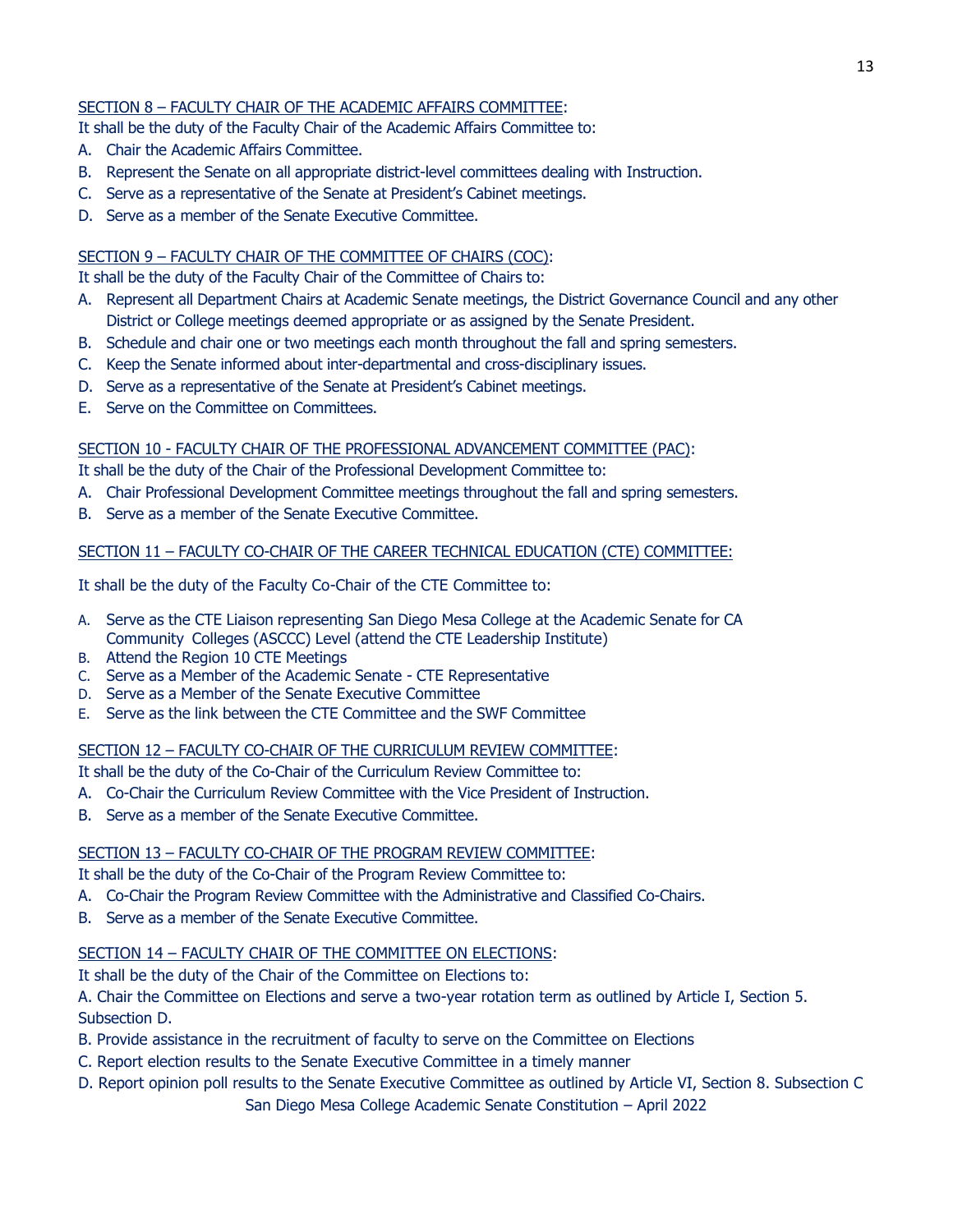SECTION 8 – FACULTY CHAIR OF THE ACADEMIC AFFAIRS COMMITTEE:

It shall be the duty of the Faculty Chair of the Academic Affairs Committee to:

A. Chair the Academic Affairs Committee.
B. Represent the Senate on all appropriate district-level committees dealing with Instruction.
C. Serve as a representative of the Senate at President's Cabinet meetings.
D. Serve as a member of the Senate Executive Committee.

SECTION 9 – FACULTY CHAIR OF THE COMMITTEE OF CHAIRS (COC):

It shall be the duty of the Faculty Chair of the Committee of Chairs to:

A. Represent all Department Chairs at Academic Senate meetings, the District Governance Council and any other District or College meetings deemed appropriate or as assigned by the Senate President.
B. Schedule and chair one or two meetings each month throughout the fall and spring semesters.
C. Keep the Senate informed about inter-departmental and cross-disciplinary issues.
D. Serve as a representative of the Senate at President's Cabinet meetings.
E. Serve on the Committee on Committees.

SECTION 10 - FACULTY CHAIR OF THE PROFESSIONAL ADVANCEMENT COMMITTEE (PAC):

It shall be the duty of the Chair of the Professional Development Committee to:

A. Chair Professional Development Committee meetings throughout the fall and spring semesters.
B. Serve as a member of the Senate Executive Committee.

SECTION 11 – FACULTY CO-CHAIR OF THE CAREER TECHNICAL EDUCATION (CTE) COMMITTEE:

It shall be the duty of the Faculty Co-Chair of the CTE Committee to:

A. Serve as the CTE Liaison representing San Diego Mesa College at the Academic Senate for CA Community Colleges (ASCCC) Level (attend the CTE Leadership Institute)
B. Attend the Region 10 CTE Meetings
C. Serve as a Member of the Academic Senate - CTE Representative
D. Serve as a Member of the Senate Executive Committee
E. Serve as the link between the CTE Committee and the SWF Committee

SECTION 12 – FACULTY CO-CHAIR OF THE CURRICULUM REVIEW COMMITTEE:

It shall be the duty of the Co-Chair of the Curriculum Review Committee to:

A. Co-Chair the Curriculum Review Committee with the Vice President of Instruction.
B. Serve as a member of the Senate Executive Committee.

SECTION 13 – FACULTY CO-CHAIR OF THE PROGRAM REVIEW COMMITTEE:

It shall be the duty of the Co-Chair of the Program Review Committee to:

A. Co-Chair the Program Review Committee with the Administrative and Classified Co-Chairs.
B. Serve as a member of the Senate Executive Committee.

SECTION 14 – FACULTY CHAIR OF THE COMMITTEE ON ELECTIONS:

It shall be the duty of the Chair of the Committee on Elections to:

A. Chair the Committee on Elections and serve a two-year rotation term as outlined by Article I, Section 5. Subsection D.
B. Provide assistance in the recruitment of faculty to serve on the Committee on Elections
C. Report election results to the Senate Executive Committee in a timely manner
D. Report opinion poll results to the Senate Executive Committee as outlined by Article VI, Section 8. Subsection C

San Diego Mesa College Academic Senate Constitution – April 2022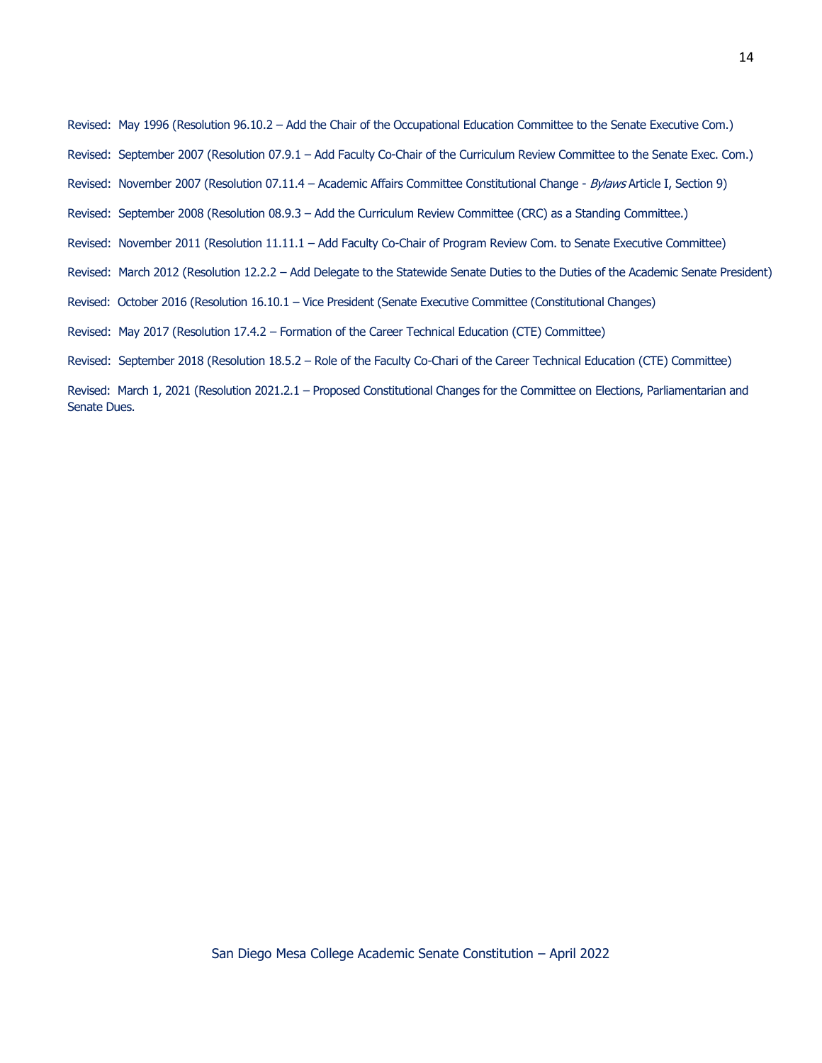Revised: May 1996 (Resolution 96.10.2 – Add the Chair of the Occupational Education Committee to the Senate Executive Com.)

Revised: September 2007 (Resolution 07.9.1 – Add Faculty Co-Chair of the Curriculum Review Committee to the Senate Exec. Com.)

Revised: November 2007 (Resolution 07.11.4 – Academic Affairs Committee Constitutional Change - *Bylaws* Article I, Section 9)

Revised: September 2008 (Resolution 08.9.3 – Add the Curriculum Review Committee (CRC) as a Standing Committee.)

Revised: November 2011 (Resolution 11.11.1 – Add Faculty Co-Chair of Program Review Com. to Senate Executive Committee)

Revised: March 2012 (Resolution 12.2.2 – Add Delegate to the Statewide Senate Duties to the Duties of the Academic Senate President)

Revised: October 2016 (Resolution 16.10.1 – Vice President (Senate Executive Committee (Constitutional Changes)

Revised: May 2017 (Resolution 17.4.2 – Formation of the Career Technical Education (CTE) Committee)

Revised: September 2018 (Resolution 18.5.2 – Role of the Faculty Co-Chari of the Career Technical Education (CTE) Committee)

Revised: March 1, 2021 (Resolution 2021.2.1 – Proposed Constitutional Changes for the Committee on Elections, Parliamentarian and Senate Dues.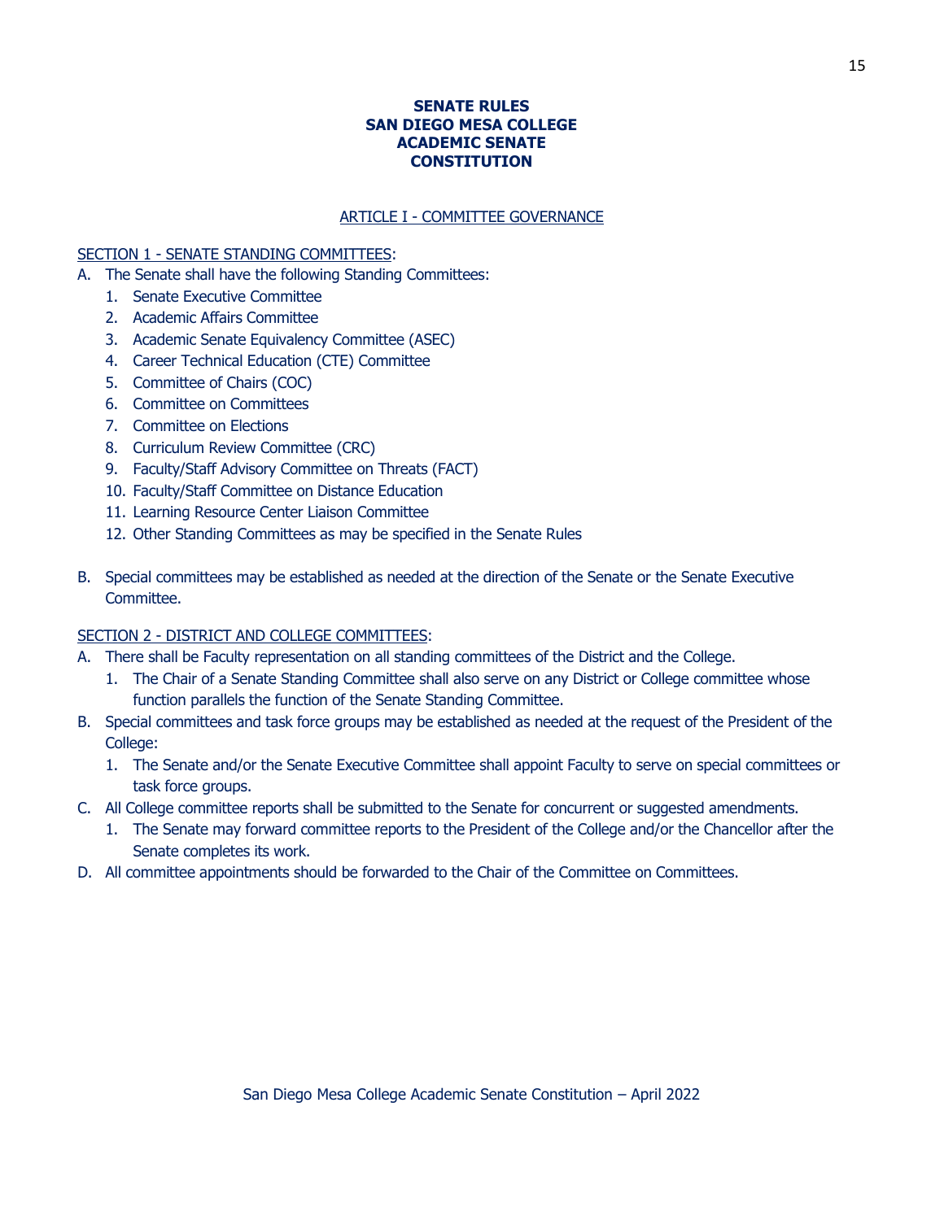**SENATE RULES**
**SAN DIEGO MESA COLLEGE**
**ACADEMIC SENATE**
**CONSTITUTION**

ARTICLE I - COMMITTEE GOVERNANCE

SECTION 1 - SENATE STANDING COMMITTEES:

A. The Senate shall have the following Standing Committees:
   1. Senate Executive Committee
   2. Academic Affairs Committee
   3. Academic Senate Equivalency Committee (ASEC)
   4. Career Technical Education (CTE) Committee
   5. Committee of Chairs (COC)
   6. Committee on Committees
   7. Committee on Elections
   8. Curriculum Review Committee (CRC)
   9. Faculty/Staff Advisory Committee on Threats (FACT)
   10. Faculty/Staff Committee on Distance Education
   11. Learning Resource Center Liaison Committee
   12. Other Standing Committees as may be specified in the Senate Rules

B. Special committees may be established as needed at the direction of the Senate or the Senate Executive Committee.

SECTION 2 - DISTRICT AND COLLEGE COMMITTEES:

A. There shall be Faculty representation on all standing committees of the District and the College.
   1. The Chair of a Senate Standing Committee shall also serve on any District or College committee whose function parallels the function of the Senate Standing Committee.
B. Special committees and task force groups may be established as needed at the request of the President of the College:
   1. The Senate and/or the Senate Executive Committee shall appoint Faculty to serve on special committees or task force groups.
C. All College committee reports shall be submitted to the Senate for concurrent or suggested amendments.
   1. The Senate may forward committee reports to the President of the College and/or the Chancellor after the Senate completes its work.
D. All committee appointments should be forwarded to the Chair of the Committee on Committees.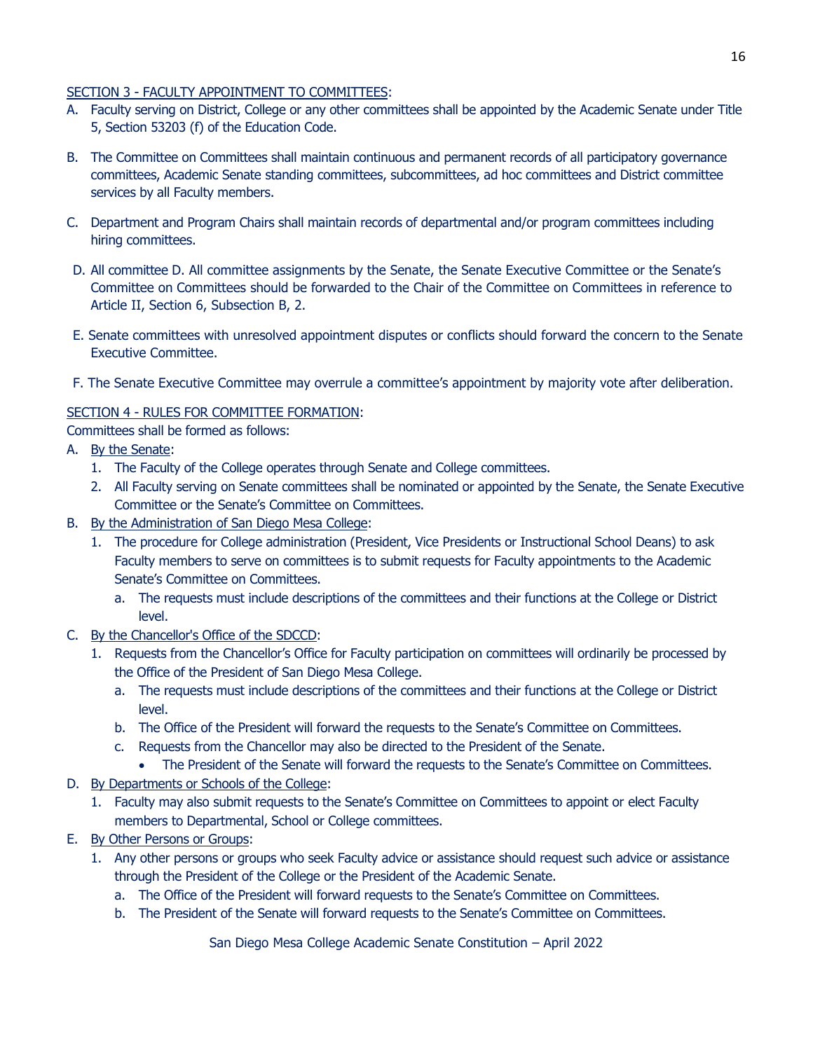SECTION 3 - FACULTY APPOINTMENT TO COMMITTEES:

A. Faculty serving on District, College or any other committees shall be appointed by the Academic Senate under Title 5, Section 53203 (f) of the Education Code.

B. The Committee on Committees shall maintain continuous and permanent records of all participatory governance committees, Academic Senate standing committees, subcommittees, ad hoc committees and District committee services by all Faculty members.

C. Department and Program Chairs shall maintain records of departmental and/or program committees including hiring committees.

D. All committee D. All committee assignments by the Senate, the Senate Executive Committee or the Senate's Committee on Committees should be forwarded to the Chair of the Committee on Committees in reference to Article II, Section 6, Subsection B, 2.

E. Senate committees with unresolved appointment disputes or conflicts should forward the concern to the Senate Executive Committee.

F. The Senate Executive Committee may overrule a committee's appointment by majority vote after deliberation.

SECTION 4 - RULES FOR COMMITTEE FORMATION:

Committees shall be formed as follows:

A. By the Senate:
   1. The Faculty of the College operates through Senate and College committees.
   2. All Faculty serving on Senate committees shall be nominated or appointed by the Senate, the Senate Executive Committee or the Senate's Committee on Committees.

B. By the Administration of San Diego Mesa College:
   1. The procedure for College administration (President, Vice Presidents or Instructional School Deans) to ask Faculty members to serve on committees is to submit requests for Faculty appointments to the Academic Senate's Committee on Committees.
      a. The requests must include descriptions of the committees and their functions at the College or District level.

C. By the Chancellor's Office of the SDCCD:
   1. Requests from the Chancellor's Office for Faculty participation on committees will ordinarily be processed by the Office of the President of San Diego Mesa College.
      a. The requests must include descriptions of the committees and their functions at the College or District level.
      b. The Office of the President will forward the requests to the Senate's Committee on Committees.
      c. Requests from the Chancellor may also be directed to the President of the Senate.
         - The President of the Senate will forward the requests to the Senate's Committee on Committees.

D. By Departments or Schools of the College:
   1. Faculty may also submit requests to the Senate's Committee on Committees to appoint or elect Faculty members to Departmental, School or College committees.

E. By Other Persons or Groups:
   1. Any other persons or groups who seek Faculty advice or assistance should request such advice or assistance through the President of the College or the President of the Academic Senate.
      a. The Office of the President will forward requests to the Senate's Committee on Committees.
      b. The President of the Senate will forward requests to the Senate's Committee on Committees.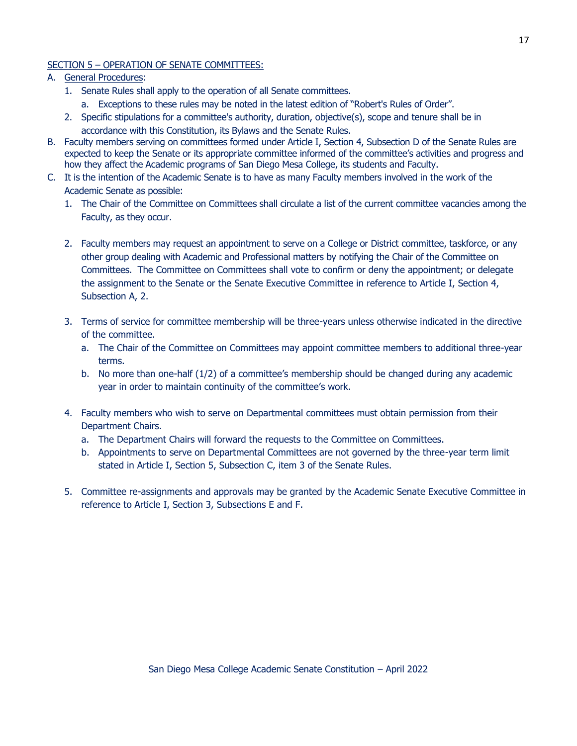SECTION 5 – OPERATION OF SENATE COMMITTEES:

A. General Procedures:
   1. Senate Rules shall apply to the operation of all Senate committees.
      a. Exceptions to these rules may be noted in the latest edition of "Robert's Rules of Order".
   2. Specific stipulations for a committee's authority, duration, objective(s), scope and tenure shall be in accordance with this Constitution, its Bylaws and the Senate Rules.
B. Faculty members serving on committees formed under Article I, Section 4, Subsection D of the Senate Rules are expected to keep the Senate or its appropriate committee informed of the committee's activities and progress and how they affect the Academic programs of San Diego Mesa College, its students and Faculty.
C. It is the intention of the Academic Senate is to have as many Faculty members involved in the work of the Academic Senate as possible:
   1. The Chair of the Committee on Committees shall circulate a list of the current committee vacancies among the Faculty, as they occur.
   2. Faculty members may request an appointment to serve on a College or District committee, taskforce, or any other group dealing with Academic and Professional matters by notifying the Chair of the Committee on Committees. The Committee on Committees shall vote to confirm or deny the appointment; or delegate the assignment to the Senate or the Senate Executive Committee in reference to Article I, Section 4, Subsection A, 2.
   3. Terms of service for committee membership will be three-years unless otherwise indicated in the directive of the committee.
      a. The Chair of the Committee on Committees may appoint committee members to additional three-year terms.
      b. No more than one-half (1/2) of a committee's membership should be changed during any academic year in order to maintain continuity of the committee's work.
   4. Faculty members who wish to serve on Departmental committees must obtain permission from their Department Chairs.
      a. The Department Chairs will forward the requests to the Committee on Committees.
      b. Appointments to serve on Departmental Committees are not governed by the three-year term limit stated in Article I, Section 5, Subsection C, item 3 of the Senate Rules.
   5. Committee re-assignments and approvals may be granted by the Academic Senate Executive Committee in reference to Article I, Section 3, Subsections E and F.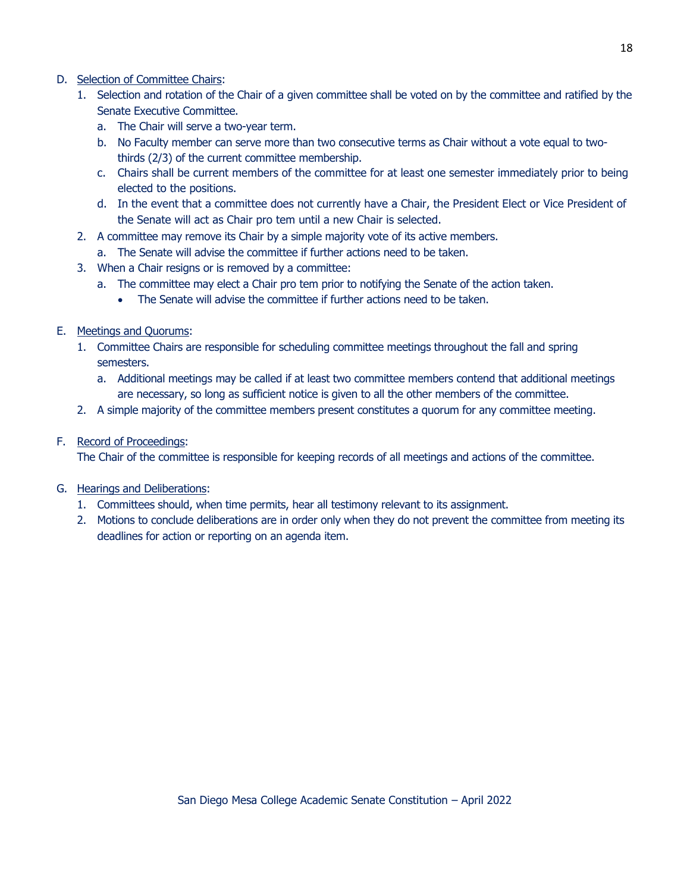D. <u>Selection of Committee Chairs</u>:

1. Selection and rotation of the Chair of a given committee shall be voted on by the committee and ratified by the Senate Executive Committee.
   a. The Chair will serve a two-year term.
   b. No Faculty member can serve more than two consecutive terms as Chair without a vote equal to two-thirds (2/3) of the current committee membership.
   c. Chairs shall be current members of the committee for at least one semester immediately prior to being elected to the positions.
   d. In the event that a committee does not currently have a Chair, the President Elect or Vice President of the Senate will act as Chair pro tem until a new Chair is selected.
2. A committee may remove its Chair by a simple majority vote of its active members.
   a. The Senate will advise the committee if further actions need to be taken.
3. When a Chair resigns or is removed by a committee:
   a. The committee may elect a Chair pro tem prior to notifying the Senate of the action taken.
      - The Senate will advise the committee if further actions need to be taken.

E. <u>Meetings and Quorums</u>:

1. Committee Chairs are responsible for scheduling committee meetings throughout the fall and spring semesters.
   a. Additional meetings may be called if at least two committee members contend that additional meetings are necessary, so long as sufficient notice is given to all the other members of the committee.
2. A simple majority of the committee members present constitutes a quorum for any committee meeting.

F. <u>Record of Proceedings</u>:

The Chair of the committee is responsible for keeping records of all meetings and actions of the committee.

G. <u>Hearings and Deliberations</u>:

1. Committees should, when time permits, hear all testimony relevant to its assignment.
2. Motions to conclude deliberations are in order only when they do not prevent the committee from meeting its deadlines for action or reporting on an agenda item.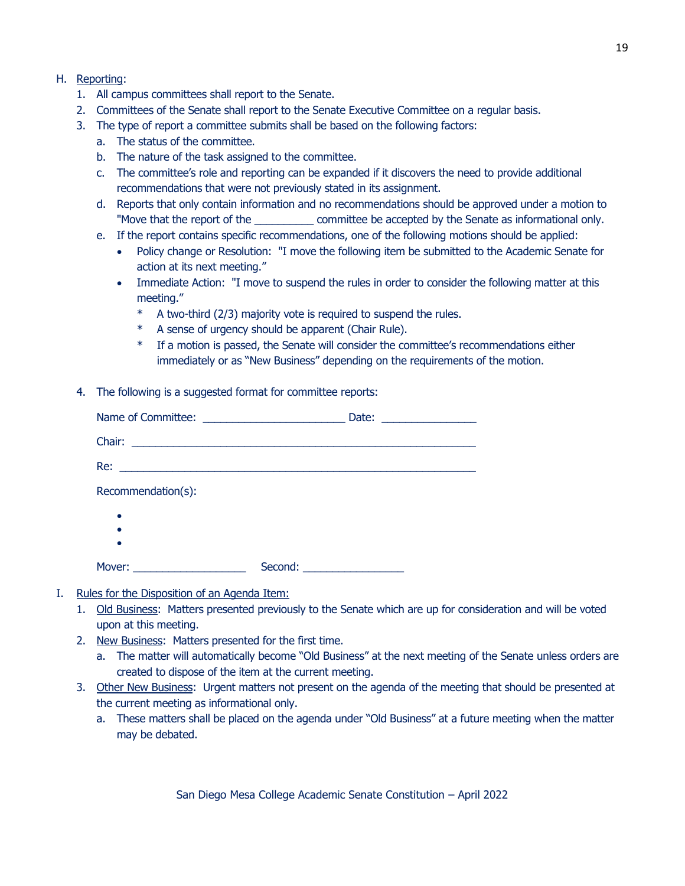H. <u>Reporting</u>:

1. All campus committees shall report to the Senate.
2. Committees of the Senate shall report to the Senate Executive Committee on a regular basis.
3. The type of report a committee submits shall be based on the following factors:
   a. The status of the committee.
   b. The nature of the task assigned to the committee.
   c. The committee's role and reporting can be expanded if it discovers the need to provide additional recommendations that were not previously stated in its assignment.
   d. Reports that only contain information and no recommendations should be approved under a motion to "Move that the report of the __________ committee be accepted by the Senate as informational only.
   e. If the report contains specific recommendations, one of the following motions should be applied:
      - Policy change or Resolution: "I move the following item be submitted to the Academic Senate for action at its next meeting."
      - Immediate Action: "I move to suspend the rules in order to consider the following matter at this meeting."
        * A two-third (2/3) majority vote is required to suspend the rules.
        * A sense of urgency should be apparent (Chair Rule).
        * If a motion is passed, the Senate will consider the committee's recommendations either immediately or as "New Business" depending on the requirements of the motion.

4. The following is a suggested format for committee reports:

   Name of Committee: ________________________ Date: ________________

   Chair: ___________________________________________________________

   Re: _____________________________________________________________

   Recommendation(s):

   -
   -
   -

   Mover: ___________________ Second: _________________

I. <u>Rules for the Disposition of an Agenda Item:</u>

1. <u>Old Business</u>: Matters presented previously to the Senate which are up for consideration and will be voted upon at this meeting.
2. <u>New Business</u>: Matters presented for the first time.
   a. The matter will automatically become "Old Business" at the next meeting of the Senate unless orders are created to dispose of the item at the current meeting.
3. <u>Other New Business</u>: Urgent matters not present on the agenda of the meeting that should be presented at the current meeting as informational only.
   a. These matters shall be placed on the agenda under "Old Business" at a future meeting when the matter may be debated.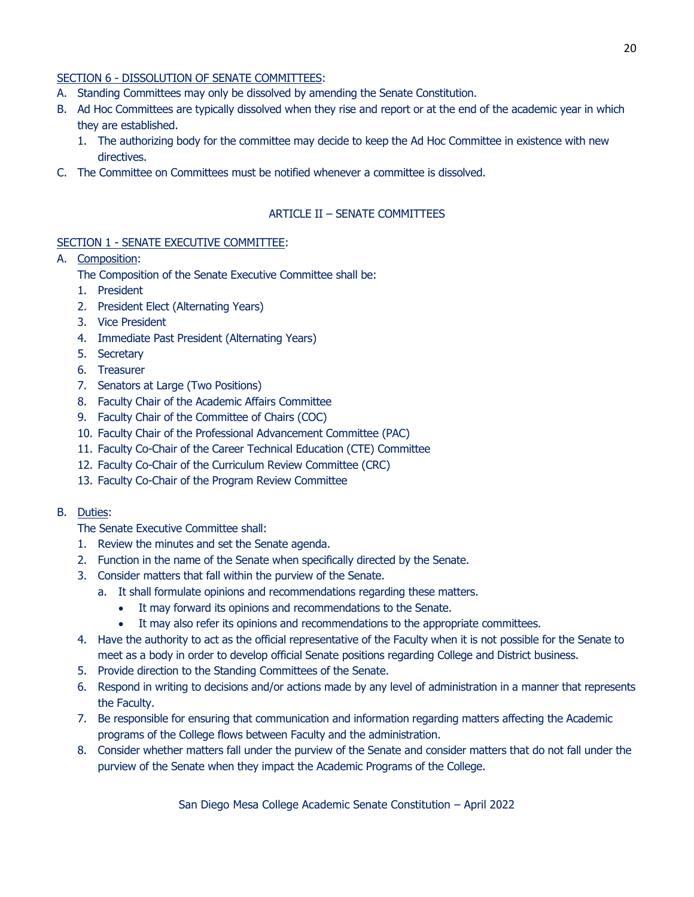SECTION 6 - DISSOLUTION OF SENATE COMMITTEES:

A. Standing Committees may only be dissolved by amending the Senate Constitution.
B. Ad Hoc Committees are typically dissolved when they rise and report or at the end of the academic year in which they are established.
   1. The authorizing body for the committee may decide to keep the Ad Hoc Committee in existence with new directives.
C. The Committee on Committees must be notified whenever a committee is dissolved.

## ARTICLE II – SENATE COMMITTEES

SECTION 1 - SENATE EXECUTIVE COMMITTEE:

A. Composition:

   The Composition of the Senate Executive Committee shall be:
   1. President
   2. President Elect (Alternating Years)
   3. Vice President
   4. Immediate Past President (Alternating Years)
   5. Secretary
   6. Treasurer
   7. Senators at Large (Two Positions)
   8. Faculty Chair of the Academic Affairs Committee
   9. Faculty Chair of the Committee of Chairs (COC)
   10. Faculty Chair of the Professional Advancement Committee (PAC)
   11. Faculty Co-Chair of the Career Technical Education (CTE) Committee
   12. Faculty Co-Chair of the Curriculum Review Committee (CRC)
   13. Faculty Co-Chair of the Program Review Committee

B. Duties:

   The Senate Executive Committee shall:
   1. Review the minutes and set the Senate agenda.
   2. Function in the name of the Senate when specifically directed by the Senate.
   3. Consider matters that fall within the purview of the Senate.
      a. It shall formulate opinions and recommendations regarding these matters.
         - It may forward its opinions and recommendations to the Senate.
         - It may also refer its opinions and recommendations to the appropriate committees.
   4. Have the authority to act as the official representative of the Faculty when it is not possible for the Senate to meet as a body in order to develop official Senate positions regarding College and District business.
   5. Provide direction to the Standing Committees of the Senate.
   6. Respond in writing to decisions and/or actions made by any level of administration in a manner that represents the Faculty.
   7. Be responsible for ensuring that communication and information regarding matters affecting the Academic programs of the College flows between Faculty and the administration.
   8. Consider whether matters fall under the purview of the Senate and consider matters that do not fall under the purview of the Senate when they impact the Academic Programs of the College.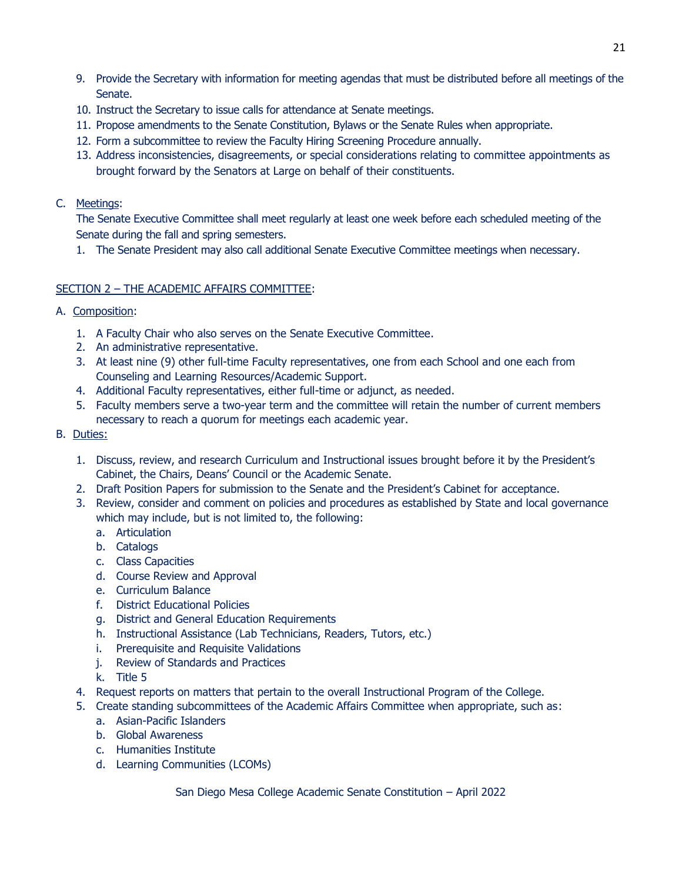9. Provide the Secretary with information for meeting agendas that must be distributed before all meetings of the Senate.
10. Instruct the Secretary to issue calls for attendance at Senate meetings.
11. Propose amendments to the Senate Constitution, Bylaws or the Senate Rules when appropriate.
12. Form a subcommittee to review the Faculty Hiring Screening Procedure annually.
13. Address inconsistencies, disagreements, or special considerations relating to committee appointments as brought forward by the Senators at Large on behalf of their constituents.

C. Meetings:

The Senate Executive Committee shall meet regularly at least one week before each scheduled meeting of the Senate during the fall and spring semesters.

1. The Senate President may also call additional Senate Executive Committee meetings when necessary.

## SECTION 2 – THE ACADEMIC AFFAIRS COMMITTEE:

A. Composition:

1. A Faculty Chair who also serves on the Senate Executive Committee.
2. An administrative representative.
3. At least nine (9) other full-time Faculty representatives, one from each School and one each from Counseling and Learning Resources/Academic Support.
4. Additional Faculty representatives, either full-time or adjunct, as needed.
5. Faculty members serve a two-year term and the committee will retain the number of current members necessary to reach a quorum for meetings each academic year.

B. Duties:

1. Discuss, review, and research Curriculum and Instructional issues brought before it by the President's Cabinet, the Chairs, Deans' Council or the Academic Senate.
2. Draft Position Papers for submission to the Senate and the President's Cabinet for acceptance.
3. Review, consider and comment on policies and procedures as established by State and local governance which may include, but is not limited to, the following:
   a. Articulation
   b. Catalogs
   c. Class Capacities
   d. Course Review and Approval
   e. Curriculum Balance
   f. District Educational Policies
   g. District and General Education Requirements
   h. Instructional Assistance (Lab Technicians, Readers, Tutors, etc.)
   i. Prerequisite and Requisite Validations
   j. Review of Standards and Practices
   k. Title 5
4. Request reports on matters that pertain to the overall Instructional Program of the College.
5. Create standing subcommittees of the Academic Affairs Committee when appropriate, such as:
   a. Asian-Pacific Islanders
   b. Global Awareness
   c. Humanities Institute
   d. Learning Communities (LCOMs)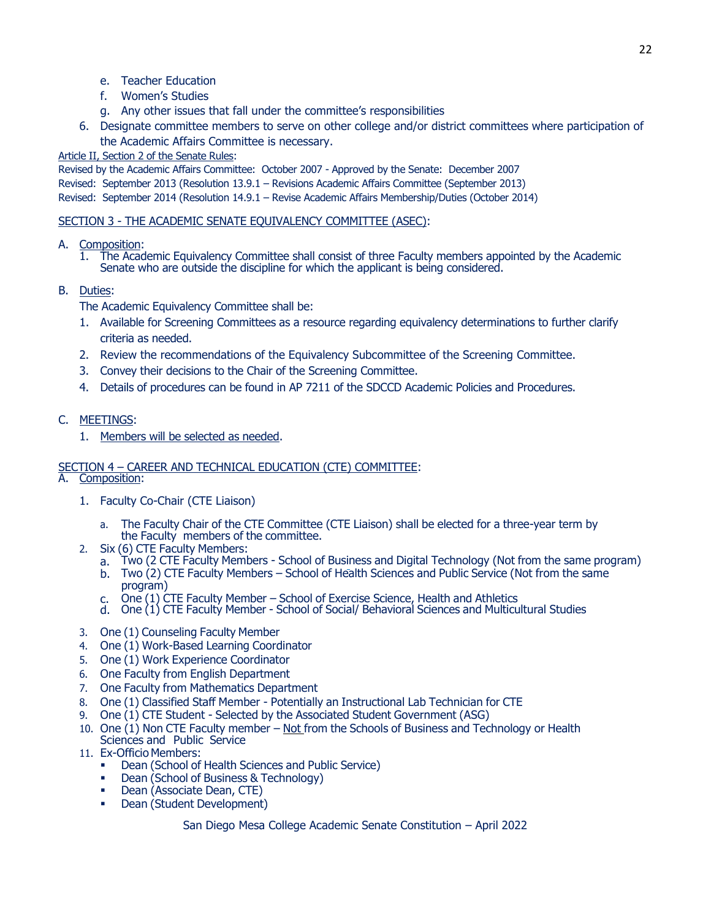- e. Teacher Education
   - f. Women's Studies
   - g. Any other issues that fall under the committee's responsibilities
6. Designate committee members to serve on other college and/or district committees where participation of the Academic Affairs Committee is necessary.

Article II, Section 2 of the Senate Rules:
Revised by the Academic Affairs Committee: October 2007 - Approved by the Senate: December 2007
Revised: September 2013 (Resolution 13.9.1 – Revisions Academic Affairs Committee (September 2013)
Revised: September 2014 (Resolution 14.9.1 – Revise Academic Affairs Membership/Duties (October 2014)

## SECTION 3 - THE ACADEMIC SENATE EQUIVALENCY COMMITTEE (ASEC):

A. Composition:
   1. The Academic Equivalency Committee shall consist of three Faculty members appointed by the Academic Senate who are outside the discipline for which the applicant is being considered.

B. Duties:
   The Academic Equivalency Committee shall be:
   1. Available for Screening Committees as a resource regarding equivalency determinations to further clarify criteria as needed.
   2. Review the recommendations of the Equivalency Subcommittee of the Screening Committee.
   3. Convey their decisions to the Chair of the Screening Committee.
   4. Details of procedures can be found in AP 7211 of the SDCCD Academic Policies and Procedures.

C. MEETINGS:
   1. Members will be selected as needed.

## SECTION 4 – CAREER AND TECHNICAL EDUCATION (CTE) COMMITTEE:

A. Composition:
   1. Faculty Co-Chair (CTE Liaison)
      - a. The Faculty Chair of the CTE Committee (CTE Liaison) shall be elected for a three-year term by the Faculty members of the committee.
   2. Six (6) CTE Faculty Members:
      - a. Two (2 CTE Faculty Members - School of Business and Digital Technology (Not from the same program)
      - b. Two (2) CTE Faculty Members – School of Health Sciences and Public Service (Not from the same program)
      - c. One (1) CTE Faculty Member – School of Exercise Science, Health and Athletics
      - d. One (1) CTE Faculty Member - School of Social/ Behavioral Sciences and Multicultural Studies
   3. One (1) Counseling Faculty Member
   4. One (1) Work-Based Learning Coordinator
   5. One (1) Work Experience Coordinator
   6. One Faculty from English Department
   7. One Faculty from Mathematics Department
   8. One (1) Classified Staff Member - Potentially an Instructional Lab Technician for CTE
   9. One (1) CTE Student - Selected by the Associated Student Government (ASG)
   10. One (1) Non CTE Faculty member – Not from the Schools of Business and Technology or Health Sciences and Public Service
   11. Ex-Officio Members:
       - Dean (School of Health Sciences and Public Service)
       - Dean (School of Business & Technology)
       - Dean (Associate Dean, CTE)
       - Dean (Student Development)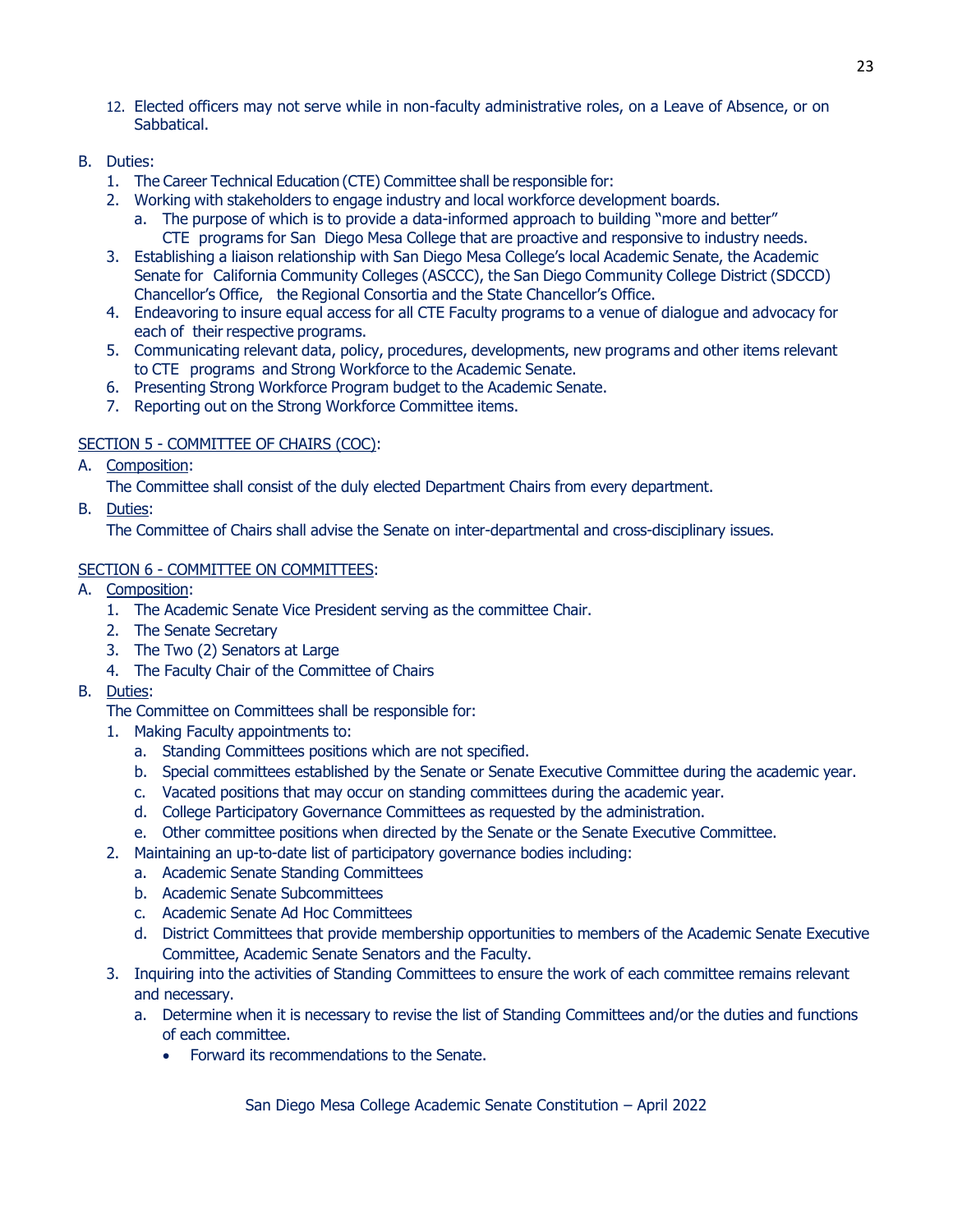12. Elected officers may not serve while in non-faculty administrative roles, on a Leave of Absence, or on Sabbatical.

B. Duties:
   1. The Career Technical Education (CTE) Committee shall be responsible for:
   2. Working with stakeholders to engage industry and local workforce development boards.
      a. The purpose of which is to provide a data-informed approach to building "more and better" CTE programs for San Diego Mesa College that are proactive and responsive to industry needs.
   3. Establishing a liaison relationship with San Diego Mesa College's local Academic Senate, the Academic Senate for California Community Colleges (ASCCC), the San Diego Community College District (SDCCD) Chancellor's Office, the Regional Consortia and the State Chancellor's Office.
   4. Endeavoring to insure equal access for all CTE Faculty programs to a venue of dialogue and advocacy for each of their respective programs.
   5. Communicating relevant data, policy, procedures, developments, new programs and other items relevant to CTE programs and Strong Workforce to the Academic Senate.
   6. Presenting Strong Workforce Program budget to the Academic Senate.
   7. Reporting out on the Strong Workforce Committee items.

SECTION 5 - COMMITTEE OF CHAIRS (COC):

A. Composition:
   The Committee shall consist of the duly elected Department Chairs from every department.

B. Duties:
   The Committee of Chairs shall advise the Senate on inter-departmental and cross-disciplinary issues.

SECTION 6 - COMMITTEE ON COMMITTEES:

A. Composition:
   1. The Academic Senate Vice President serving as the committee Chair.
   2. The Senate Secretary
   3. The Two (2) Senators at Large
   4. The Faculty Chair of the Committee of Chairs

B. Duties:
   The Committee on Committees shall be responsible for:
   1. Making Faculty appointments to:
      a. Standing Committees positions which are not specified.
      b. Special committees established by the Senate or Senate Executive Committee during the academic year.
      c. Vacated positions that may occur on standing committees during the academic year.
      d. College Participatory Governance Committees as requested by the administration.
      e. Other committee positions when directed by the Senate or the Senate Executive Committee.
   2. Maintaining an up-to-date list of participatory governance bodies including:
      a. Academic Senate Standing Committees
      b. Academic Senate Subcommittees
      c. Academic Senate Ad Hoc Committees
      d. District Committees that provide membership opportunities to members of the Academic Senate Executive Committee, Academic Senate Senators and the Faculty.
   3. Inquiring into the activities of Standing Committees to ensure the work of each committee remains relevant and necessary.
      a. Determine when it is necessary to revise the list of Standing Committees and/or the duties and functions of each committee.
         - Forward its recommendations to the Senate.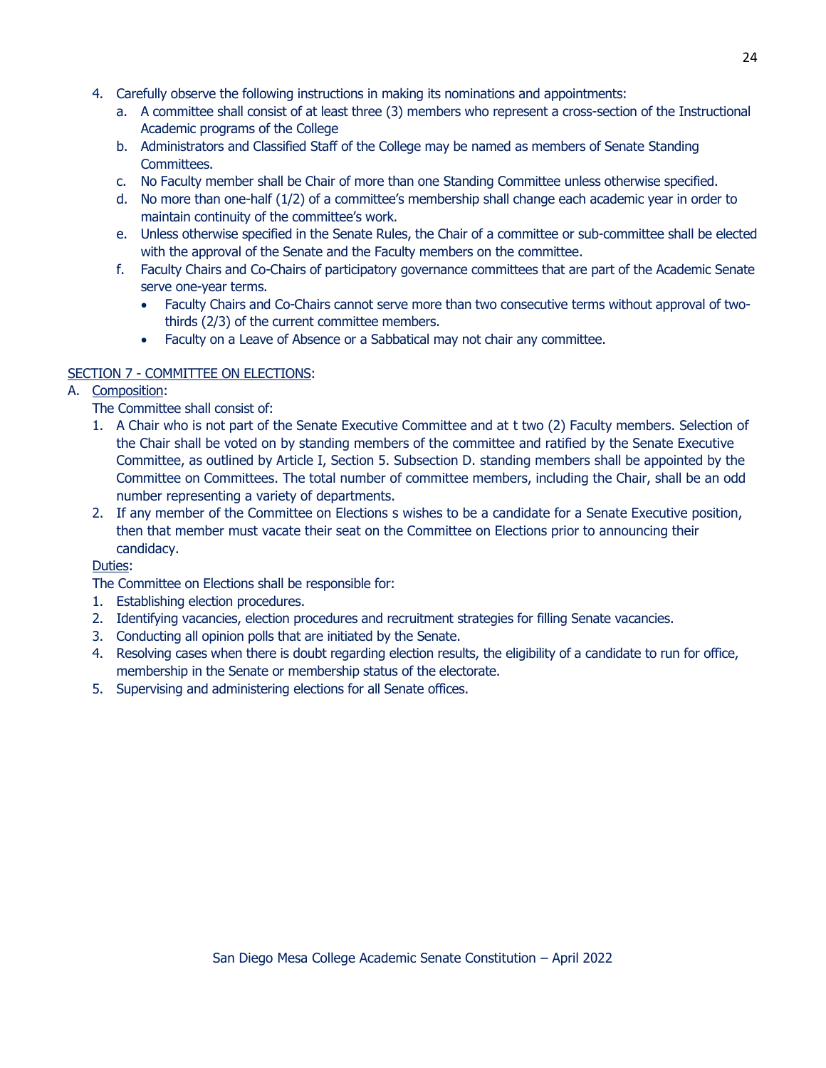4. Carefully observe the following instructions in making its nominations and appointments:
   a. A committee shall consist of at least three (3) members who represent a cross-section of the Instructional Academic programs of the College
   b. Administrators and Classified Staff of the College may be named as members of Senate Standing Committees.
   c. No Faculty member shall be Chair of more than one Standing Committee unless otherwise specified.
   d. No more than one-half (1/2) of a committee's membership shall change each academic year in order to maintain continuity of the committee's work.
   e. Unless otherwise specified in the Senate Rules, the Chair of a committee or sub-committee shall be elected with the approval of the Senate and the Faculty members on the committee.
   f. Faculty Chairs and Co-Chairs of participatory governance committees that are part of the Academic Senate serve one-year terms.
      - Faculty Chairs and Co-Chairs cannot serve more than two consecutive terms without approval of two-thirds (2/3) of the current committee members.
      - Faculty on a Leave of Absence or a Sabbatical may not chair any committee.

<u>SECTION 7 - COMMITTEE ON ELECTIONS</u>:

A. <u>Composition</u>:

   The Committee shall consist of:

   1. A Chair who is not part of the Senate Executive Committee and at t two (2) Faculty members. Selection of the Chair shall be voted on by standing members of the committee and ratified by the Senate Executive Committee, as outlined by Article I, Section 5. Subsection D. standing members shall be appointed by the Committee on Committees. The total number of committee members, including the Chair, shall be an odd number representing a variety of departments.
   2. If any member of the Committee on Elections s wishes to be a candidate for a Senate Executive position, then that member must vacate their seat on the Committee on Elections prior to announcing their candidacy.

   <u>Duties</u>:

   The Committee on Elections shall be responsible for:

   1. Establishing election procedures.
   2. Identifying vacancies, election procedures and recruitment strategies for filling Senate vacancies.
   3. Conducting all opinion polls that are initiated by the Senate.
   4. Resolving cases when there is doubt regarding election results, the eligibility of a candidate to run for office, membership in the Senate or membership status of the electorate.
   5. Supervising and administering elections for all Senate offices.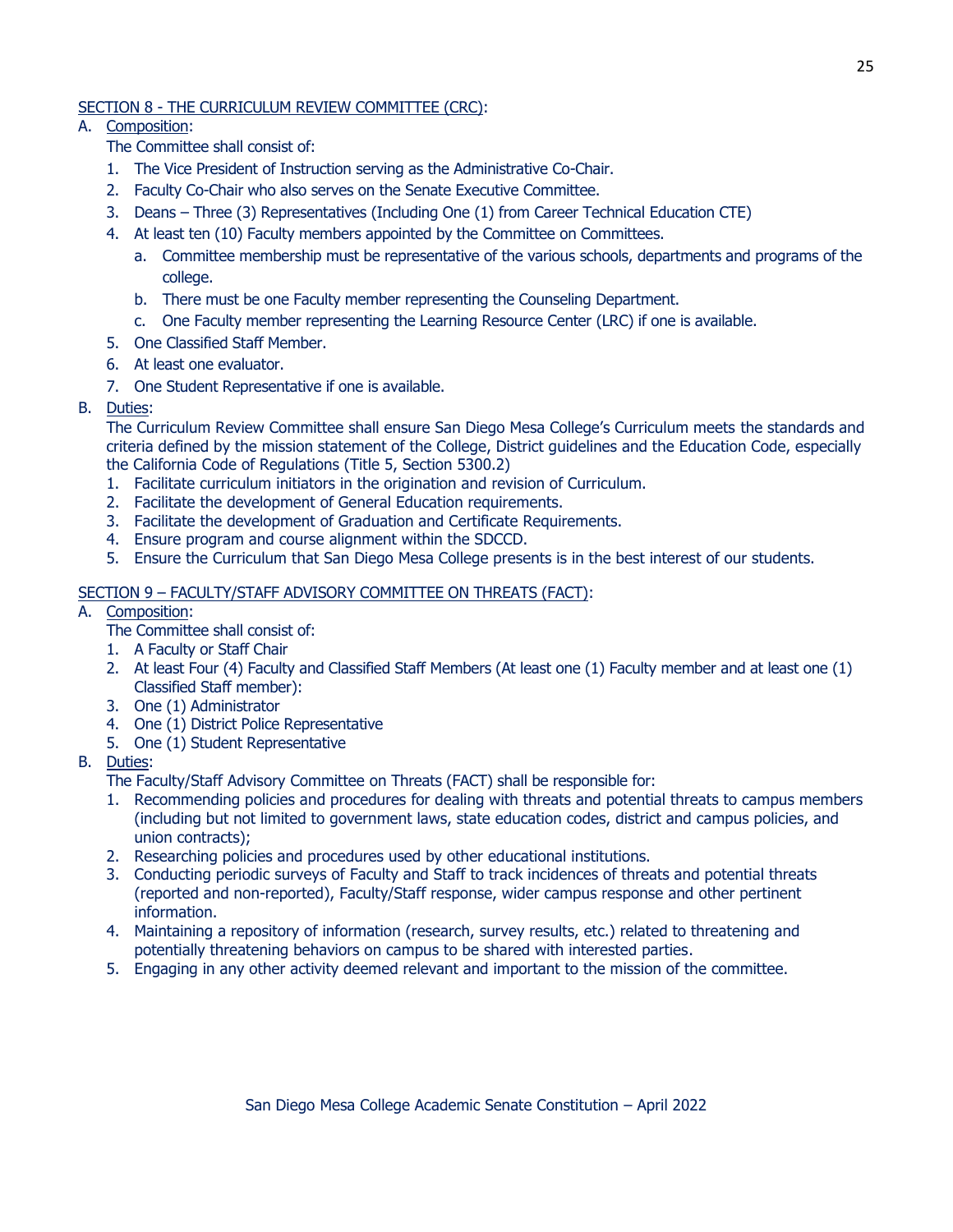SECTION 8 - THE CURRICULUM REVIEW COMMITTEE (CRC):

A. Composition:

The Committee shall consist of:

1. The Vice President of Instruction serving as the Administrative Co-Chair.
2. Faculty Co-Chair who also serves on the Senate Executive Committee.
3. Deans – Three (3) Representatives (Including One (1) from Career Technical Education CTE)
4. At least ten (10) Faculty members appointed by the Committee on Committees.
   a. Committee membership must be representative of the various schools, departments and programs of the college.
   b. There must be one Faculty member representing the Counseling Department.
   c. One Faculty member representing the Learning Resource Center (LRC) if one is available.
5. One Classified Staff Member.
6. At least one evaluator.
7. One Student Representative if one is available.

B. Duties:

The Curriculum Review Committee shall ensure San Diego Mesa College's Curriculum meets the standards and criteria defined by the mission statement of the College, District guidelines and the Education Code, especially the California Code of Regulations (Title 5, Section 5300.2)

1. Facilitate curriculum initiators in the origination and revision of Curriculum.
2. Facilitate the development of General Education requirements.
3. Facilitate the development of Graduation and Certificate Requirements.
4. Ensure program and course alignment within the SDCCD.
5. Ensure the Curriculum that San Diego Mesa College presents is in the best interest of our students.

SECTION 9 – FACULTY/STAFF ADVISORY COMMITTEE ON THREATS (FACT):

A. Composition:

The Committee shall consist of:

1. A Faculty or Staff Chair
2. At least Four (4) Faculty and Classified Staff Members (At least one (1) Faculty member and at least one (1) Classified Staff member):
3. One (1) Administrator
4. One (1) District Police Representative
5. One (1) Student Representative

B. Duties:

The Faculty/Staff Advisory Committee on Threats (FACT) shall be responsible for:

1. Recommending policies and procedures for dealing with threats and potential threats to campus members (including but not limited to government laws, state education codes, district and campus policies, and union contracts);
2. Researching policies and procedures used by other educational institutions.
3. Conducting periodic surveys of Faculty and Staff to track incidences of threats and potential threats (reported and non-reported), Faculty/Staff response, wider campus response and other pertinent information.
4. Maintaining a repository of information (research, survey results, etc.) related to threatening and potentially threatening behaviors on campus to be shared with interested parties.
5. Engaging in any other activity deemed relevant and important to the mission of the committee.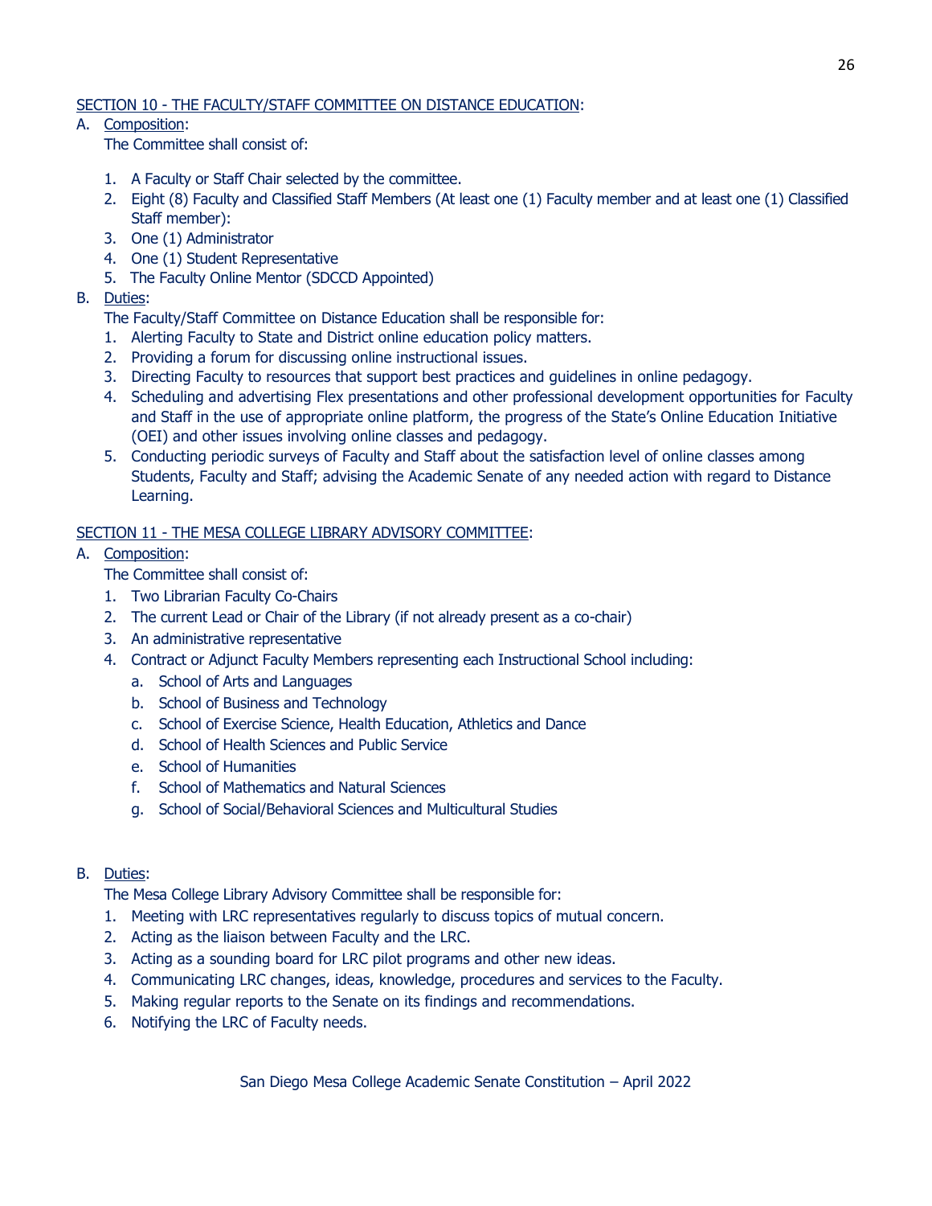SECTION 10 - THE FACULTY/STAFF COMMITTEE ON DISTANCE EDUCATION:

A. Composition:

   The Committee shall consist of:

   1. A Faculty or Staff Chair selected by the committee.
   2. Eight (8) Faculty and Classified Staff Members (At least one (1) Faculty member and at least one (1) Classified Staff member):
   3. One (1) Administrator
   4. One (1) Student Representative
   5. The Faculty Online Mentor (SDCCD Appointed)

B. Duties:

   The Faculty/Staff Committee on Distance Education shall be responsible for:

   1. Alerting Faculty to State and District online education policy matters.
   2. Providing a forum for discussing online instructional issues.
   3. Directing Faculty to resources that support best practices and guidelines in online pedagogy.
   4. Scheduling and advertising Flex presentations and other professional development opportunities for Faculty and Staff in the use of appropriate online platform, the progress of the State's Online Education Initiative (OEI) and other issues involving online classes and pedagogy.
   5. Conducting periodic surveys of Faculty and Staff about the satisfaction level of online classes among Students, Faculty and Staff; advising the Academic Senate of any needed action with regard to Distance Learning.

SECTION 11 - THE MESA COLLEGE LIBRARY ADVISORY COMMITTEE:

A. Composition:

   The Committee shall consist of:

   1. Two Librarian Faculty Co-Chairs
   2. The current Lead or Chair of the Library (if not already present as a co-chair)
   3. An administrative representative
   4. Contract or Adjunct Faculty Members representing each Instructional School including:
      a. School of Arts and Languages
      b. School of Business and Technology
      c. School of Exercise Science, Health Education, Athletics and Dance
      d. School of Health Sciences and Public Service
      e. School of Humanities
      f. School of Mathematics and Natural Sciences
      g. School of Social/Behavioral Sciences and Multicultural Studies

B. Duties:

   The Mesa College Library Advisory Committee shall be responsible for:

   1. Meeting with LRC representatives regularly to discuss topics of mutual concern.
   2. Acting as the liaison between Faculty and the LRC.
   3. Acting as a sounding board for LRC pilot programs and other new ideas.
   4. Communicating LRC changes, ideas, knowledge, procedures and services to the Faculty.
   5. Making regular reports to the Senate on its findings and recommendations.
   6. Notifying the LRC of Faculty needs.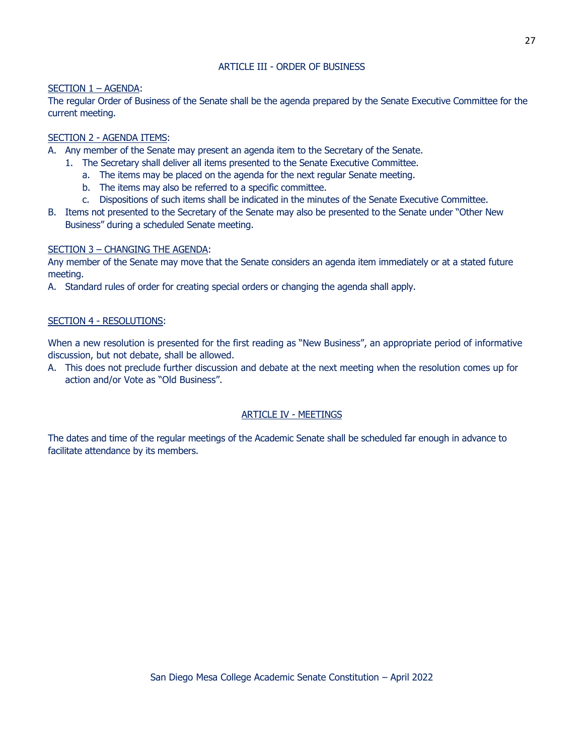## ARTICLE III - ORDER OF BUSINESS

SECTION 1 – AGENDA:

The regular Order of Business of the Senate shall be the agenda prepared by the Senate Executive Committee for the current meeting.

SECTION 2 - AGENDA ITEMS:

A. Any member of the Senate may present an agenda item to the Secretary of the Senate.
    1. The Secretary shall deliver all items presented to the Senate Executive Committee.
        a. The items may be placed on the agenda for the next regular Senate meeting.
        b. The items may also be referred to a specific committee.
        c. Dispositions of such items shall be indicated in the minutes of the Senate Executive Committee.
B. Items not presented to the Secretary of the Senate may also be presented to the Senate under "Other New Business" during a scheduled Senate meeting.

SECTION 3 – CHANGING THE AGENDA:

Any member of the Senate may move that the Senate considers an agenda item immediately or at a stated future meeting.

A. Standard rules of order for creating special orders or changing the agenda shall apply.

SECTION 4 - RESOLUTIONS:

When a new resolution is presented for the first reading as "New Business", an appropriate period of informative discussion, but not debate, shall be allowed.

A. This does not preclude further discussion and debate at the next meeting when the resolution comes up for action and/or Vote as "Old Business".

## ARTICLE IV - MEETINGS

The dates and time of the regular meetings of the Academic Senate shall be scheduled far enough in advance to facilitate attendance by its members.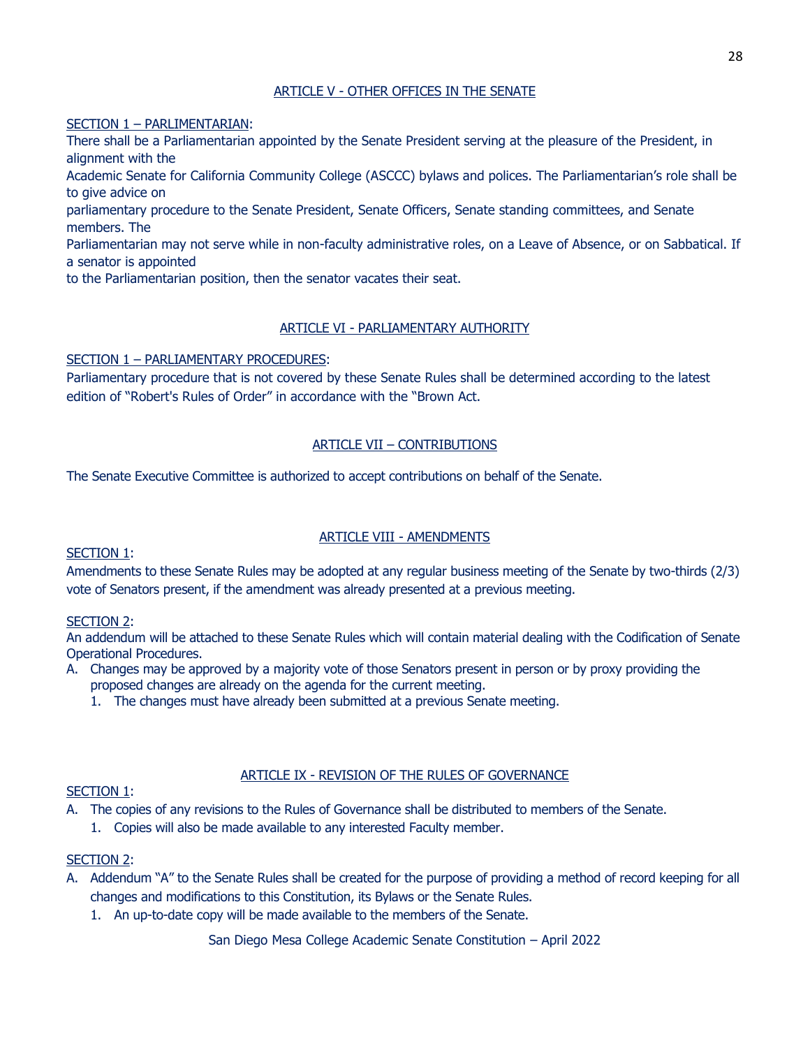## ARTICLE V - OTHER OFFICES IN THE SENATE

SECTION 1 – PARLIMENTARIAN:

There shall be a Parliamentarian appointed by the Senate President serving at the pleasure of the President, in alignment with the Academic Senate for California Community College (ASCCC) bylaws and polices. The Parliamentarian's role shall be to give advice on parliamentary procedure to the Senate President, Senate Officers, Senate standing committees, and Senate members. The Parliamentarian may not serve while in non-faculty administrative roles, on a Leave of Absence, or on Sabbatical. If a senator is appointed to the Parliamentarian position, then the senator vacates their seat.

## ARTICLE VI - PARLIAMENTARY AUTHORITY

SECTION 1 – PARLIAMENTARY PROCEDURES:

Parliamentary procedure that is not covered by these Senate Rules shall be determined according to the latest edition of "Robert's Rules of Order" in accordance with the "Brown Act.

## ARTICLE VII – CONTRIBUTIONS

The Senate Executive Committee is authorized to accept contributions on behalf of the Senate.

## ARTICLE VIII - AMENDMENTS

SECTION 1:

Amendments to these Senate Rules may be adopted at any regular business meeting of the Senate by two-thirds (2/3) vote of Senators present, if the amendment was already presented at a previous meeting.

SECTION 2:

An addendum will be attached to these Senate Rules which will contain material dealing with the Codification of Senate Operational Procedures.

A. Changes may be approved by a majority vote of those Senators present in person or by proxy providing the proposed changes are already on the agenda for the current meeting.
   1. The changes must have already been submitted at a previous Senate meeting.

## ARTICLE IX - REVISION OF THE RULES OF GOVERNANCE

SECTION 1:

A. The copies of any revisions to the Rules of Governance shall be distributed to members of the Senate.
   1. Copies will also be made available to any interested Faculty member.

SECTION 2:

A. Addendum "A" to the Senate Rules shall be created for the purpose of providing a method of record keeping for all changes and modifications to this Constitution, its Bylaws or the Senate Rules.
   1. An up-to-date copy will be made available to the members of the Senate.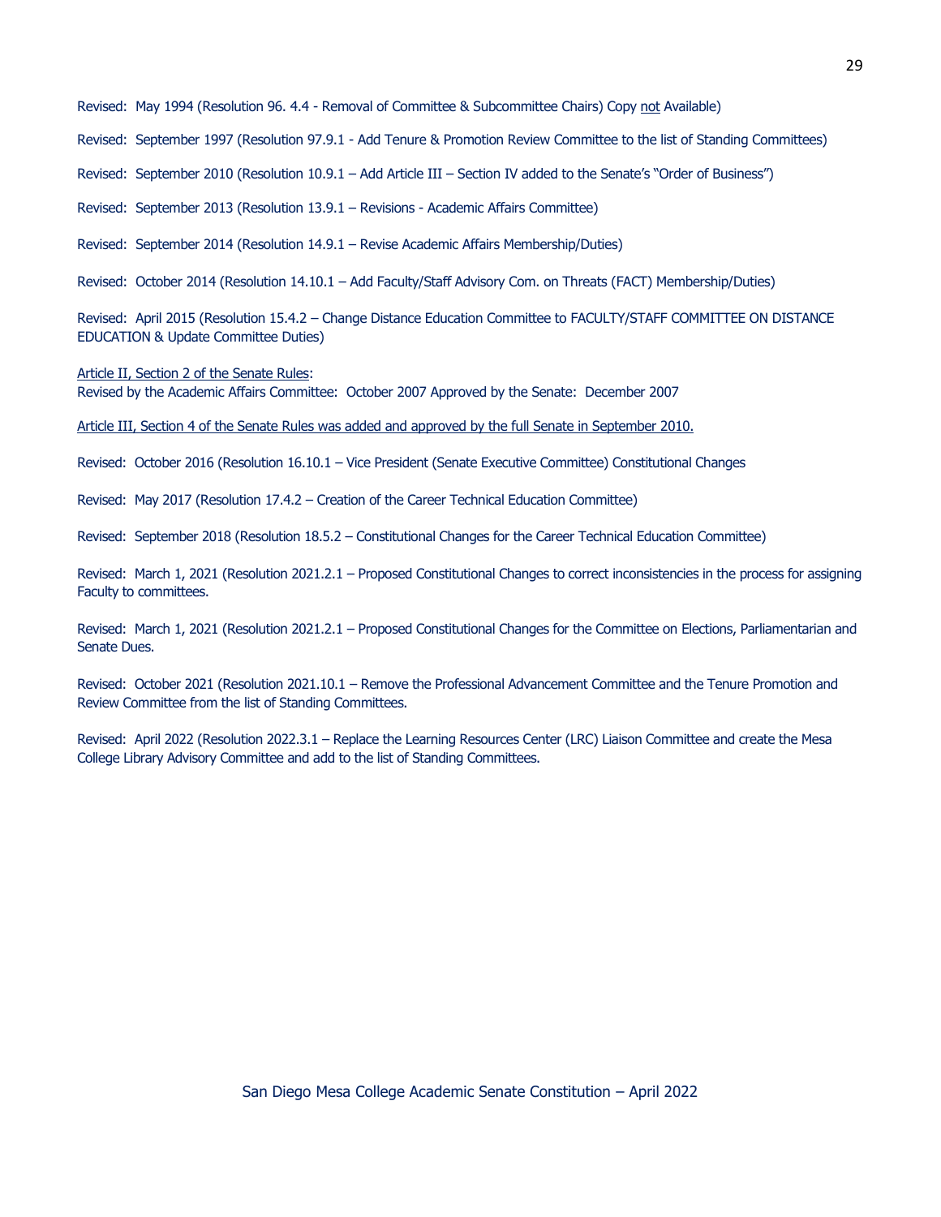Revised: May 1994 (Resolution 96. 4.4 - Removal of Committee & Subcommittee Chairs) Copy <u>not</u> Available)

Revised: September 1997 (Resolution 97.9.1 - Add Tenure & Promotion Review Committee to the list of Standing Committees)

Revised: September 2010 (Resolution 10.9.1 – Add Article III – Section IV added to the Senate's "Order of Business")

Revised: September 2013 (Resolution 13.9.1 – Revisions - Academic Affairs Committee)

Revised: September 2014 (Resolution 14.9.1 – Revise Academic Affairs Membership/Duties)

Revised: October 2014 (Resolution 14.10.1 – Add Faculty/Staff Advisory Com. on Threats (FACT) Membership/Duties)

Revised: April 2015 (Resolution 15.4.2 – Change Distance Education Committee to FACULTY/STAFF COMMITTEE ON DISTANCE EDUCATION & Update Committee Duties)

<u>Article II, Section 2 of the Senate Rules</u>:
Revised by the Academic Affairs Committee: October 2007 Approved by the Senate: December 2007

<u>Article III, Section 4 of the Senate Rules was added and approved by the full Senate in September 2010.</u>

Revised: October 2016 (Resolution 16.10.1 – Vice President (Senate Executive Committee) Constitutional Changes

Revised: May 2017 (Resolution 17.4.2 – Creation of the Career Technical Education Committee)

Revised: September 2018 (Resolution 18.5.2 – Constitutional Changes for the Career Technical Education Committee)

Revised: March 1, 2021 (Resolution 2021.2.1 – Proposed Constitutional Changes to correct inconsistencies in the process for assigning Faculty to committees.

Revised: March 1, 2021 (Resolution 2021.2.1 – Proposed Constitutional Changes for the Committee on Elections, Parliamentarian and Senate Dues.

Revised: October 2021 (Resolution 2021.10.1 – Remove the Professional Advancement Committee and the Tenure Promotion and Review Committee from the list of Standing Committees.

Revised: April 2022 (Resolution 2022.3.1 – Replace the Learning Resources Center (LRC) Liaison Committee and create the Mesa College Library Advisory Committee and add to the list of Standing Committees.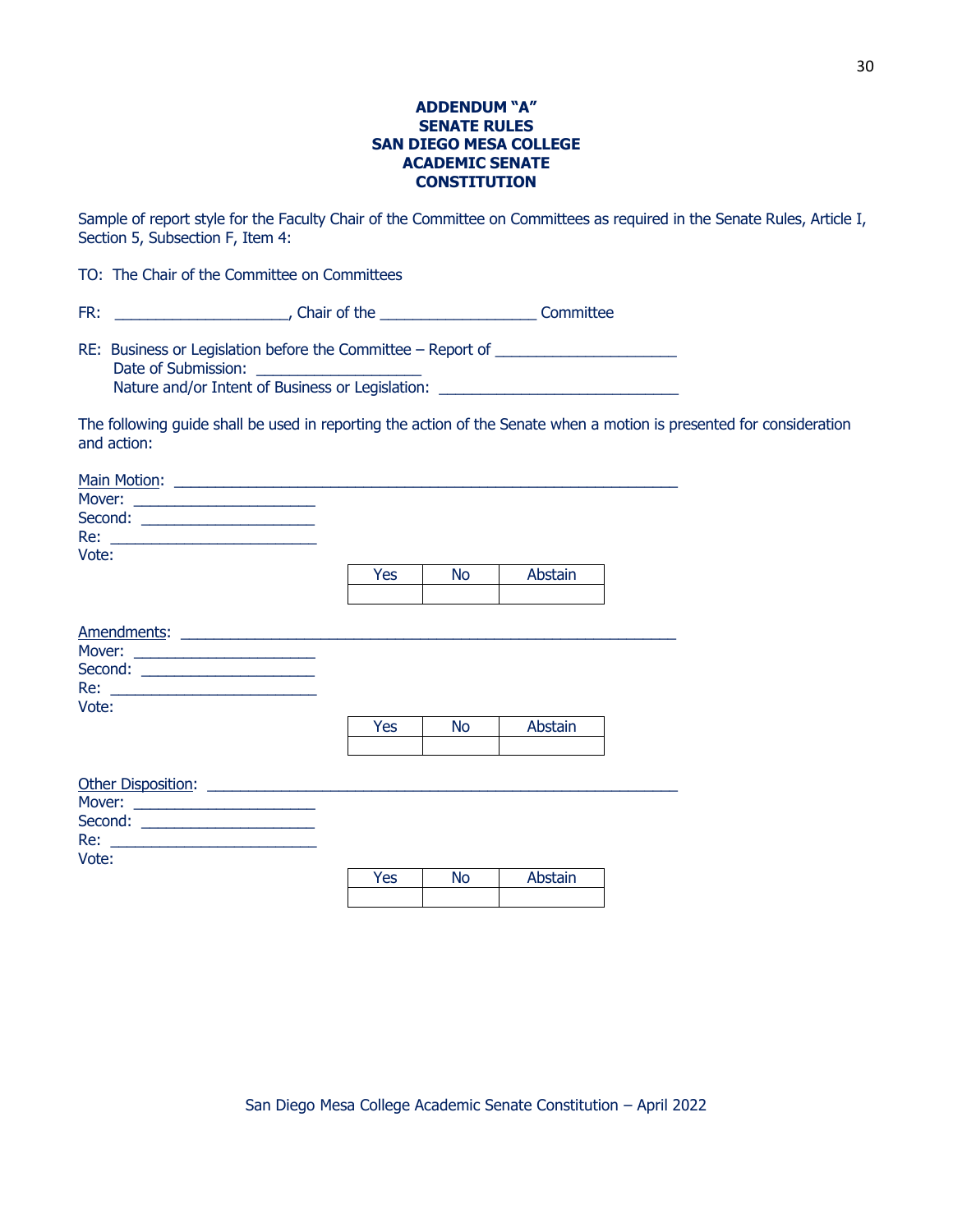# ADDENDUM "A"
# SENATE RULES
# SAN DIEGO MESA COLLEGE
# ACADEMIC SENATE
# CONSTITUTION

Sample of report style for the Faculty Chair of the Committee on Committees as required in the Senate Rules, Article I, Section 5, Subsection F, Item 4:

TO: The Chair of the Committee on Committees

FR: ____________________, Chair of the __________________ Committee

RE: Business or Legislation before the Committee – Report of ____________________
Date of Submission: __________________
Nature and/or Intent of Business or Legislation: ___________________________

The following guide shall be used in reporting the action of the Senate when a motion is presented for consideration and action:

Main Motion: ________________________________________________________
Mover: ____________________
Second: ___________________
Re: _______________________
Vote:

| Yes | No | Abstain |
|---|---|---|
| | | |

Amendments: ________________________________________________________
Mover: ____________________
Second: ___________________
Re: _______________________
Vote:

| Yes | No | Abstain |
|---|---|---|
| | | |

Other Disposition: ____________________________________________________
Mover: ____________________
Second: ___________________
Re: _______________________
Vote:

| Yes | No | Abstain |
|---|---|---|
| | | |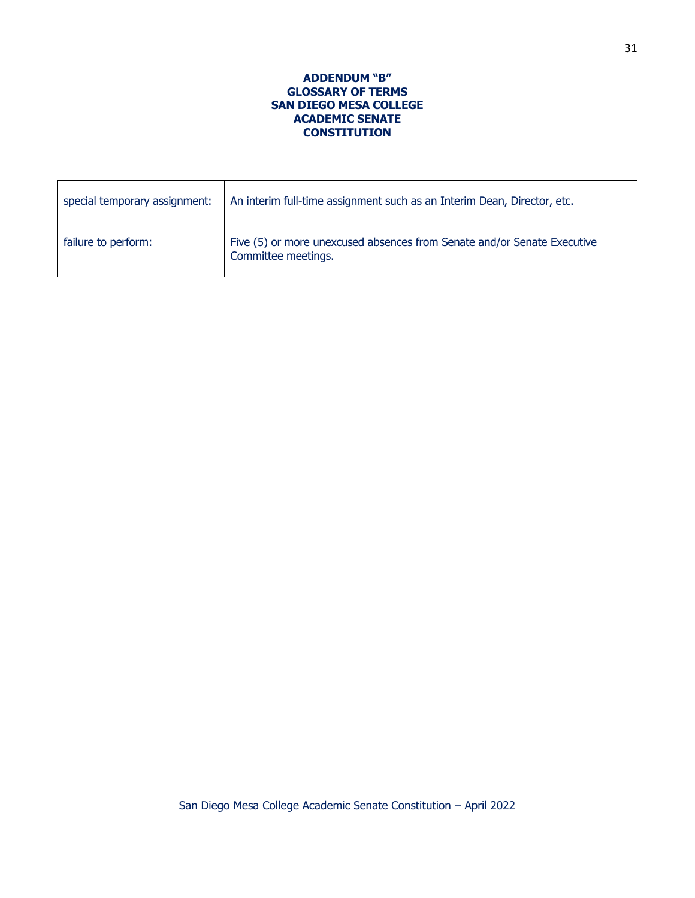# ADDENDUM "B"
# GLOSSARY OF TERMS
# SAN DIEGO MESA COLLEGE
# ACADEMIC SENATE
# CONSTITUTION

| | |
|---|---|
| special temporary assignment: | An interim full-time assignment such as an Interim Dean, Director, etc. |
| failure to perform: | Five (5) or more unexcused absences from Senate and/or Senate Executive Committee meetings. |